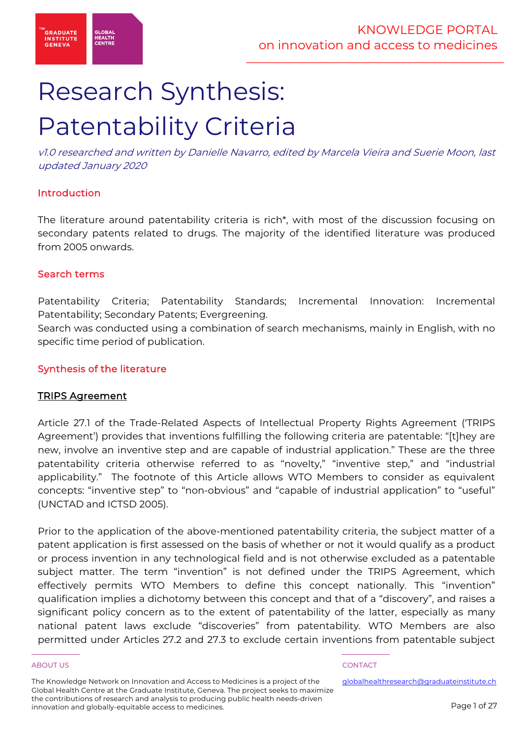# Research Synthesis: Patentability Criteria

*v1.0 researched and written by Danielle Navarro, edited by Marcela Vieira and Suerie Moon, last updated January 2020*

## Introduction

The literature around patentability criteria is rich*, with most of the discussion focusing on secondary patents related to drugs. The majority of the identified literature was produced from 2005 onwards.

## Search terms

Patentability Criteria; Patentability Standards; Incremental Innovation: Incremental Patentability; Secondary Patents; Evergreening.

Search was conducted using a combination of search mechanisms, mainly in English, with no specific time period of publication.

## Synthesis of the literature

### TRIPS Agreement

Article 27.1 of the Trade-Related Aspects of Intellectual Property Rights Agreement ('TRIPS Agreement') provides that inventions fulfilling the following criteria are patentable: "[t]hey are new, involve an inventive step and are capable of industrial application." These are the three patentability criteria otherwise referred to as "novelty," "inventive step," and "industrial applicability." The footnote of this Article allows WTO Members to consider as equivalent concepts: "inventive step" to "non-obvious" and "capable of industrial application" to "useful" (UNCTAD and ICTSD 2005).

Prior to the application of the above-mentioned patentability criteria, the subject matter of a patent application is first assessed on the basis of whether or not it would qualify as a product or process invention in any technological field and is not otherwise excluded as a patentable subject matter. The term "invention" is not defined under the TRIPS Agreement, which effectively permits WTO Members to define this concept nationally. This "invention" qualification implies a dichotomy between this concept and that of a "discovery", and raises a significant policy concern as to the extent of patentability of the latter, especially as many national patent laws exclude "discoveries" from patentability. WTO Members are also permitted under Articles 27.2 and 27.3 to exclude certain inventions from patentable subject

ABOUT US

The Knowledge Network on Innovation and Access to Medicines is a project of the Global Health Centre at the Graduate Institute, Geneva. The project seeks to maximize the contributions of research and analysis to producing public health needs-driven innovation and globally-equitable access to medicines.

CONTACT

globalhealthresearch@graduateinstitute.ch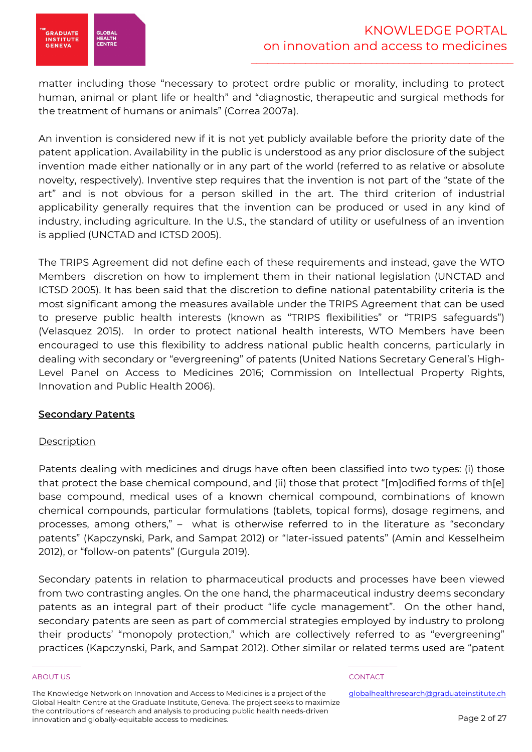matter including those "necessary to protect ordre public or morality, including to protect human, animal or plant life or health" and "diagnostic, therapeutic and surgical methods for the treatment of humans or animals" (Correa 2007a).

An invention is considered new if it is not yet publicly available before the priority date of the patent application. Availability in the public is understood as any prior disclosure of the subject invention made either nationally or in any part of the world (referred to as relative or absolute novelty, respectively). Inventive step requires that the invention is not part of the "state of the art" and is not obvious for a person skilled in the art. The third criterion of industrial applicability generally requires that the invention can be produced or used in any kind of industry, including agriculture. In the U.S., the standard of utility or usefulness of an invention is applied (UNCTAD and ICTSD 2005).

The TRIPS Agreement did not define each of these requirements and instead, gave the WTO Members discretion on how to implement them in their national legislation (UNCTAD and ICTSD 2005). It has been said that the discretion to define national patentability criteria is the most significant among the measures available under the TRIPS Agreement that can be used to preserve public health interests (known as "TRIPS flexibilities" or "TRIPS safeguards") (Velasquez 2015). In order to protect national health interests, WTO Members have been encouraged to use this flexibility to address national public health concerns, particularly in dealing with secondary or "evergreening" of patents (United Nations Secretary General's High-Level Panel on Access to Medicines 2016; Commission on Intellectual Property Rights, Innovation and Public Health 2006).

## Secondary Patents

### Description

Patents dealing with medicines and drugs have often been classified into two types: (i) those that protect the base chemical compound, and (ii) those that protect "[m]odified forms of th[e] base compound, medical uses of a known chemical compound, combinations of known chemical compounds, particular formulations (tablets, topical forms), dosage regimens, and processes, among others," – what is otherwise referred to in the literature as "secondary patents" (Kapczynski, Park, and Sampat 2012) or "later-issued patents" (Amin and Kesselheim 2012), or "follow-on patents" (Gurgula 2019).

Secondary patents in relation to pharmaceutical products and processes have been viewed from two contrasting angles. On the one hand, the pharmaceutical industry deems secondary patents as an integral part of their product "life cycle management". On the other hand, secondary patents are seen as part of commercial strategies employed by industry to prolong their products' "monopoly protection," which are collectively referred to as "evergreening" practices (Kapczynski, Park, and Sampat 2012). Other similar or related terms used are "patent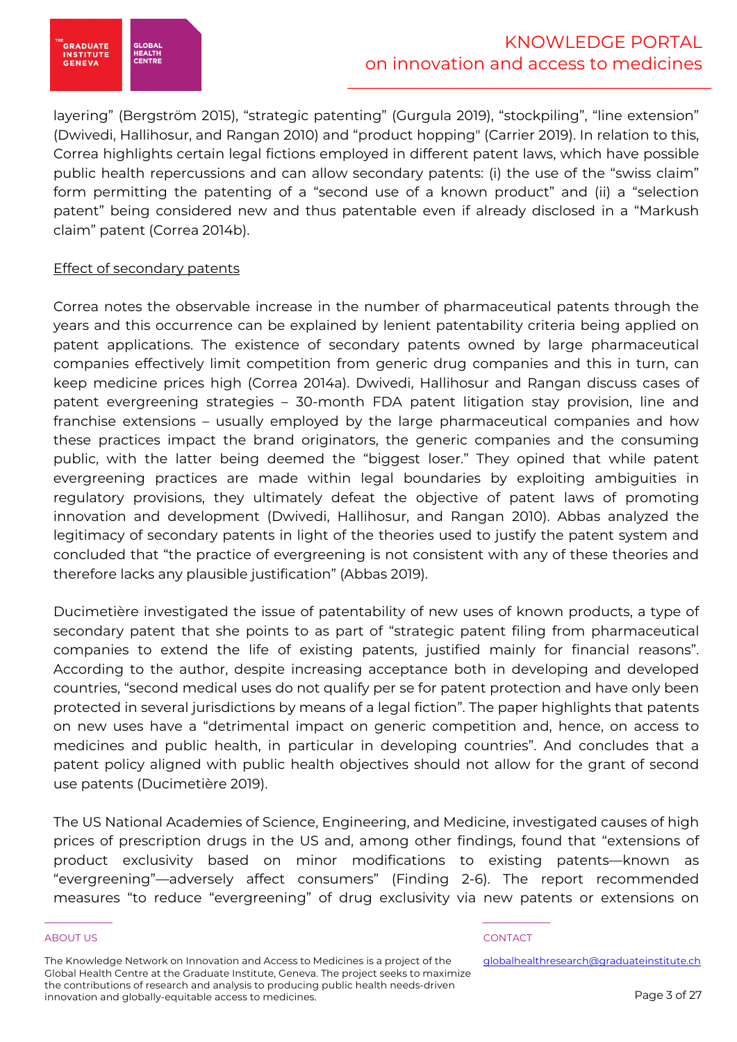layering" (Bergström 2015), "strategic patenting" (Gurgula 2019), "stockpiling", "line extension" (Dwivedi, Hallihosur, and Rangan 2010) and "product hopping" (Carrier 2019). In relation to this, Correa highlights certain legal fictions employed in different patent laws, which have possible public health repercussions and can allow secondary patents: (i) the use of the "swiss claim" form permitting the patenting of a "second use of a known product" and (ii) a "selection patent" being considered new and thus patentable even if already disclosed in a "Markush claim" patent (Correa 2014b).

Effect of secondary patents

Correa notes the observable increase in the number of pharmaceutical patents through the years and this occurrence can be explained by lenient patentability criteria being applied on patent applications. The existence of secondary patents owned by large pharmaceutical companies effectively limit competition from generic drug companies and this in turn, can keep medicine prices high (Correa 2014a). Dwivedi, Hallihosur and Rangan discuss cases of patent evergreening strategies – 30-month FDA patent litigation stay provision, line and franchise extensions – usually employed by the large pharmaceutical companies and how these practices impact the brand originators, the generic companies and the consuming public, with the latter being deemed the "biggest loser." They opined that while patent evergreening practices are made within legal boundaries by exploiting ambiguities in regulatory provisions, they ultimately defeat the objective of patent laws of promoting innovation and development (Dwivedi, Hallihosur, and Rangan 2010). Abbas analyzed the legitimacy of secondary patents in light of the theories used to justify the patent system and concluded that "the practice of evergreening is not consistent with any of these theories and therefore lacks any plausible justification" (Abbas 2019).

Ducimetière investigated the issue of patentability of new uses of known products, a type of secondary patent that she points to as part of "strategic patent filing from pharmaceutical companies to extend the life of existing patents, justified mainly for financial reasons". According to the author, despite increasing acceptance both in developing and developed countries, "second medical uses do not qualify per se for patent protection and have only been protected in several jurisdictions by means of a legal fiction". The paper highlights that patents on new uses have a "detrimental impact on generic competition and, hence, on access to medicines and public health, in particular in developing countries". And concludes that a patent policy aligned with public health objectives should not allow for the grant of second use patents (Ducimetière 2019).

The US National Academies of Science, Engineering, and Medicine, investigated causes of high prices of prescription drugs in the US and, among other findings, found that "extensions of product exclusivity based on minor modifications to existing patents—known as "evergreening"—adversely affect consumers" (Finding 2-6). The report recommended measures "to reduce "evergreening" of drug exclusivity via new patents or extensions on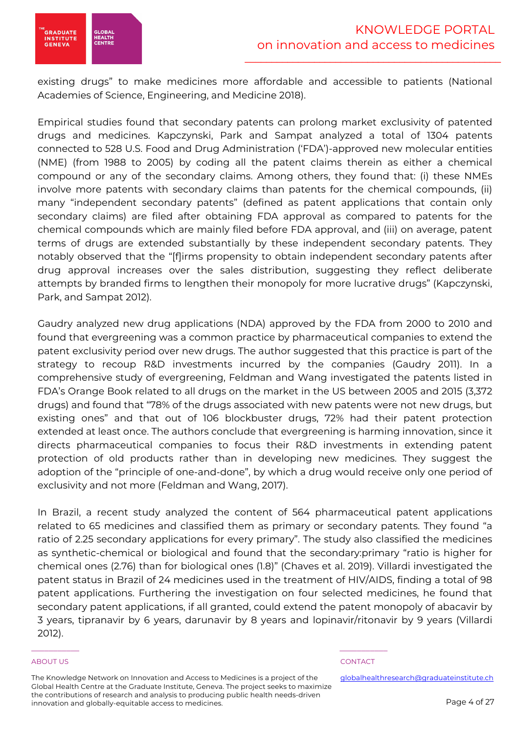existing drugs" to make medicines more affordable and accessible to patients (National Academies of Science, Engineering, and Medicine 2018).

Empirical studies found that secondary patents can prolong market exclusivity of patented drugs and medicines. Kapczynski, Park and Sampat analyzed a total of 1304 patents connected to 528 U.S. Food and Drug Administration ('FDA')-approved new molecular entities (NME) (from 1988 to 2005) by coding all the patent claims therein as either a chemical compound or any of the secondary claims. Among others, they found that: (i) these NMEs involve more patents with secondary claims than patents for the chemical compounds, (ii) many "independent secondary patents" (defined as patent applications that contain only secondary claims) are filed after obtaining FDA approval as compared to patents for the chemical compounds which are mainly filed before FDA approval, and (iii) on average, patent terms of drugs are extended substantially by these independent secondary patents. They notably observed that the "[f]irms propensity to obtain independent secondary patents after drug approval increases over the sales distribution, suggesting they reflect deliberate attempts by branded firms to lengthen their monopoly for more lucrative drugs" (Kapczynski, Park, and Sampat 2012).

Gaudry analyzed new drug applications (NDA) approved by the FDA from 2000 to 2010 and found that evergreening was a common practice by pharmaceutical companies to extend the patent exclusivity period over new drugs. The author suggested that this practice is part of the strategy to recoup R&D investments incurred by the companies (Gaudry 2011). In a comprehensive study of evergreening, Feldman and Wang investigated the patents listed in FDA's Orange Book related to all drugs on the market in the US between 2005 and 2015 (3,372 drugs) and found that "78% of the drugs associated with new patents were not new drugs, but existing ones" and that out of 106 blockbuster drugs, 72% had their patent protection extended at least once. The authors conclude that evergreening is harming innovation, since it directs pharmaceutical companies to focus their R&D investments in extending patent protection of old products rather than in developing new medicines. They suggest the adoption of the "principle of one-and-done", by which a drug would receive only one period of exclusivity and not more (Feldman and Wang, 2017).

In Brazil, a recent study analyzed the content of 564 pharmaceutical patent applications related to 65 medicines and classified them as primary or secondary patents. They found "a ratio of 2.25 secondary applications for every primary". The study also classified the medicines as synthetic-chemical or biological and found that the secondary:primary "ratio is higher for chemical ones (2.76) than for biological ones (1.8)" (Chaves et al. 2019). Villardi investigated the patent status in Brazil of 24 medicines used in the treatment of HIV/AIDS, finding a total of 98 patent applications. Furthering the investigation on four selected medicines, he found that secondary patent applications, if all granted, could extend the patent monopoly of abacavir by 3 years, tipranavir by 6 years, darunavir by 8 years and lopinavir/ritonavir by 9 years (Villardi 2012).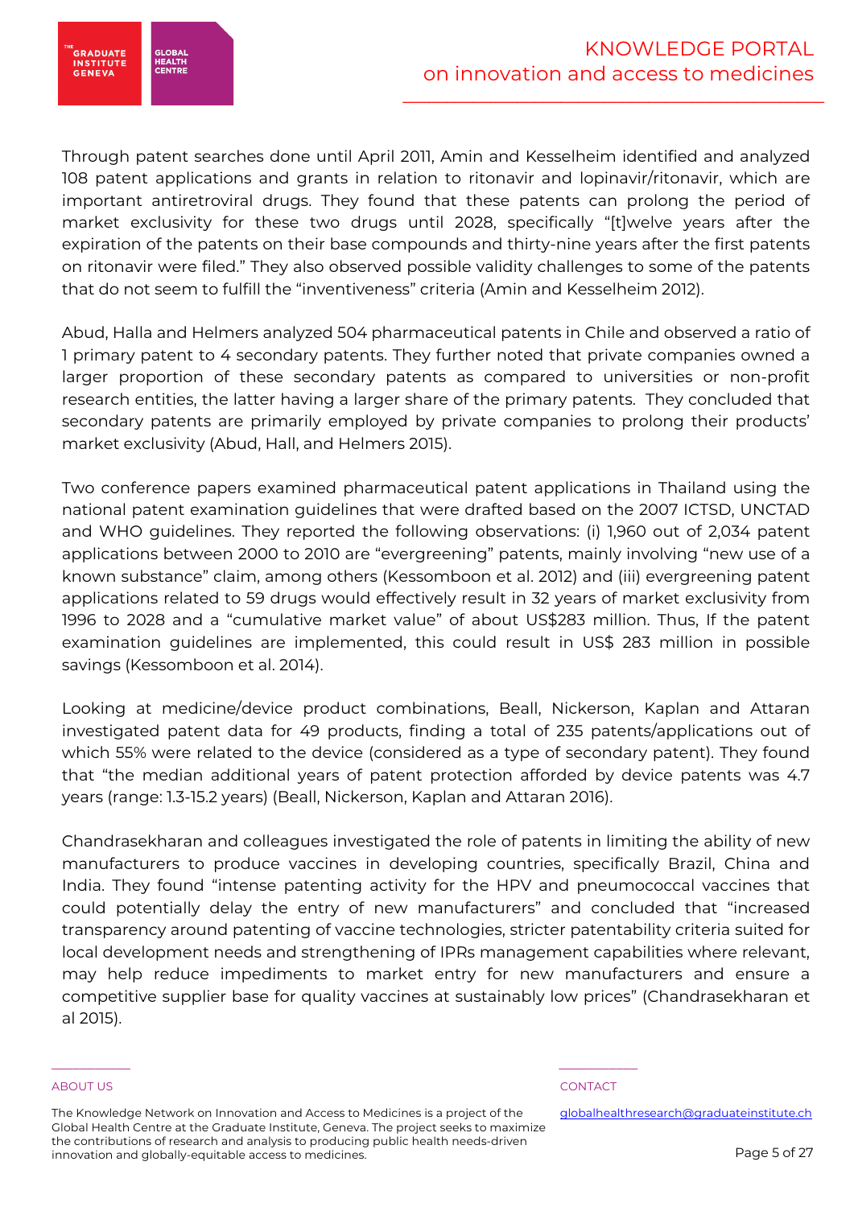Through patent searches done until April 2011, Amin and Kesselheim identified and analyzed 108 patent applications and grants in relation to ritonavir and lopinavir/ritonavir, which are important antiretroviral drugs. They found that these patents can prolong the period of market exclusivity for these two drugs until 2028, specifically "[t]welve years after the expiration of the patents on their base compounds and thirty-nine years after the first patents on ritonavir were filed." They also observed possible validity challenges to some of the patents that do not seem to fulfill the "inventiveness" criteria (Amin and Kesselheim 2012).

Abud, Halla and Helmers analyzed 504 pharmaceutical patents in Chile and observed a ratio of 1 primary patent to 4 secondary patents. They further noted that private companies owned a larger proportion of these secondary patents as compared to universities or non-profit research entities, the latter having a larger share of the primary patents. They concluded that secondary patents are primarily employed by private companies to prolong their products' market exclusivity (Abud, Hall, and Helmers 2015).

Two conference papers examined pharmaceutical patent applications in Thailand using the national patent examination guidelines that were drafted based on the 2007 ICTSD, UNCTAD and WHO guidelines. They reported the following observations: (i) 1,960 out of 2,034 patent applications between 2000 to 2010 are "evergreening" patents, mainly involving "new use of a known substance" claim, among others (Kessomboon et al. 2012) and (iii) evergreening patent applications related to 59 drugs would effectively result in 32 years of market exclusivity from 1996 to 2028 and a "cumulative market value" of about US$283 million. Thus, If the patent examination guidelines are implemented, this could result in US$ 283 million in possible savings (Kessomboon et al. 2014).

Looking at medicine/device product combinations, Beall, Nickerson, Kaplan and Attaran investigated patent data for 49 products, finding a total of 235 patents/applications out of which 55% were related to the device (considered as a type of secondary patent). They found that "the median additional years of patent protection afforded by device patents was 4.7 years (range: 1.3-15.2 years) (Beall, Nickerson, Kaplan and Attaran 2016).

Chandrasekharan and colleagues investigated the role of patents in limiting the ability of new manufacturers to produce vaccines in developing countries, specifically Brazil, China and India. They found "intense patenting activity for the HPV and pneumococcal vaccines that could potentially delay the entry of new manufacturers" and concluded that "increased transparency around patenting of vaccine technologies, stricter patentability criteria suited for local development needs and strengthening of IPRs management capabilities where relevant, may help reduce impediments to market entry for new manufacturers and ensure a competitive supplier base for quality vaccines at sustainably low prices" (Chandrasekharan et al 2015).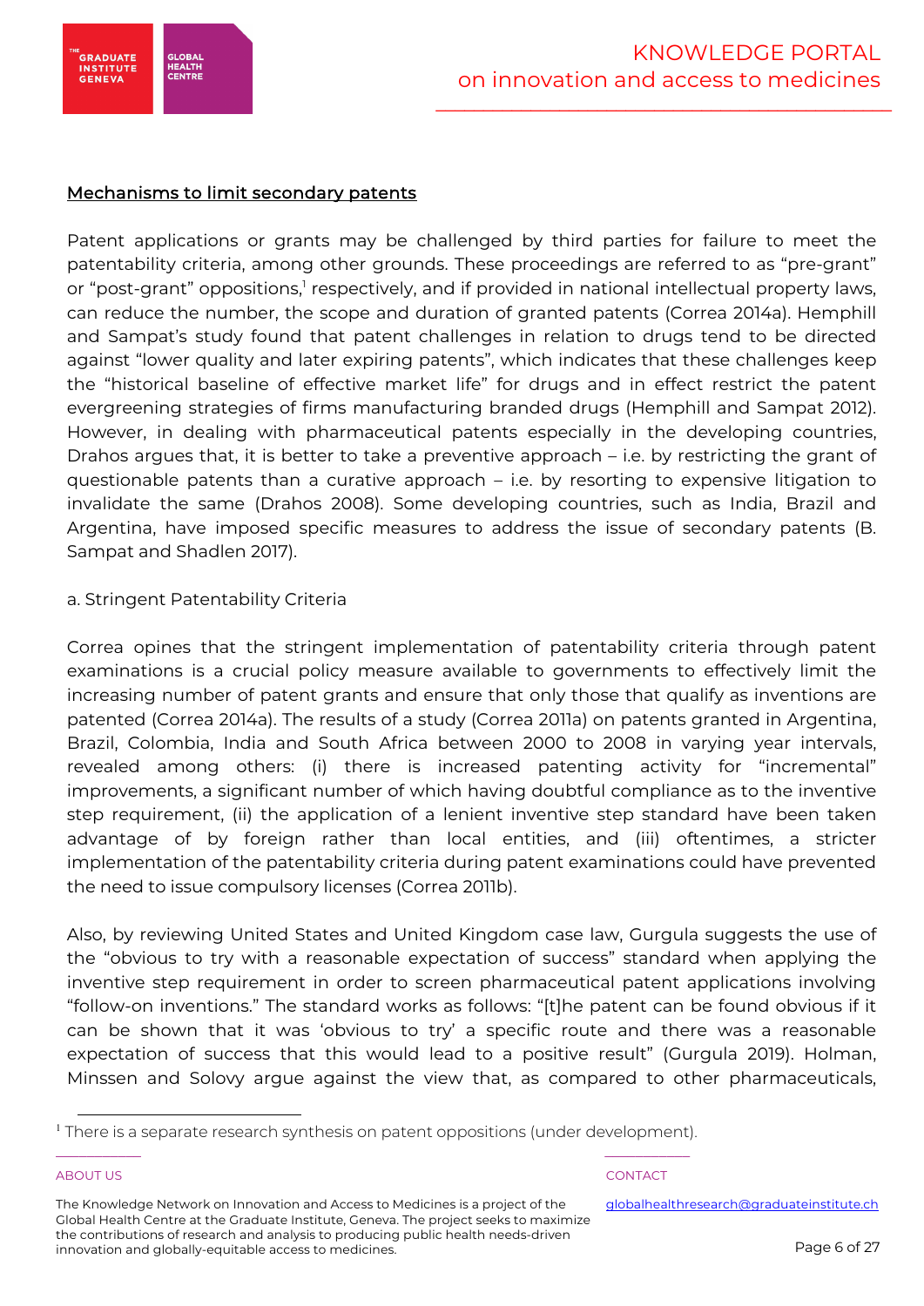## Mechanisms to limit secondary patents

Patent applications or grants may be challenged by third parties for failure to meet the patentability criteria, among other grounds. These proceedings are referred to as "pre-grant" or "post-grant" oppositions,[1] respectively, and if provided in national intellectual property laws, can reduce the number, the scope and duration of granted patents (Correa 2014a). Hemphill and Sampat's study found that patent challenges in relation to drugs tend to be directed against "lower quality and later expiring patents", which indicates that these challenges keep the "historical baseline of effective market life" for drugs and in effect restrict the patent evergreening strategies of firms manufacturing branded drugs (Hemphill and Sampat 2012). However, in dealing with pharmaceutical patents especially in the developing countries, Drahos argues that, it is better to take a preventive approach – i.e. by restricting the grant of questionable patents than a curative approach – i.e. by resorting to expensive litigation to invalidate the same (Drahos 2008). Some developing countries, such as India, Brazil and Argentina, have imposed specific measures to address the issue of secondary patents (B. Sampat and Shadlen 2017).

a. Stringent Patentability Criteria

Correa opines that the stringent implementation of patentability criteria through patent examinations is a crucial policy measure available to governments to effectively limit the increasing number of patent grants and ensure that only those that qualify as inventions are patented (Correa 2014a). The results of a study (Correa 2011a) on patents granted in Argentina, Brazil, Colombia, India and South Africa between 2000 to 2008 in varying year intervals, revealed among others: (i) there is increased patenting activity for "incremental" improvements, a significant number of which having doubtful compliance as to the inventive step requirement, (ii) the application of a lenient inventive step standard have been taken advantage of by foreign rather than local entities, and (iii) oftentimes, a stricter implementation of the patentability criteria during patent examinations could have prevented the need to issue compulsory licenses (Correa 2011b).

Also, by reviewing United States and United Kingdom case law, Gurgula suggests the use of the "obvious to try with a reasonable expectation of success" standard when applying the inventive step requirement in order to screen pharmaceutical patent applications involving "follow-on inventions." The standard works as follows: "[t]he patent can be found obvious if it can be shown that it was 'obvious to try' a specific route and there was a reasonable expectation of success that this would lead to a positive result" (Gurgula 2019). Holman, Minssen and Solovy argue against the view that, as compared to other pharmaceuticals,

[1] There is a separate research synthesis on patent oppositions (under development).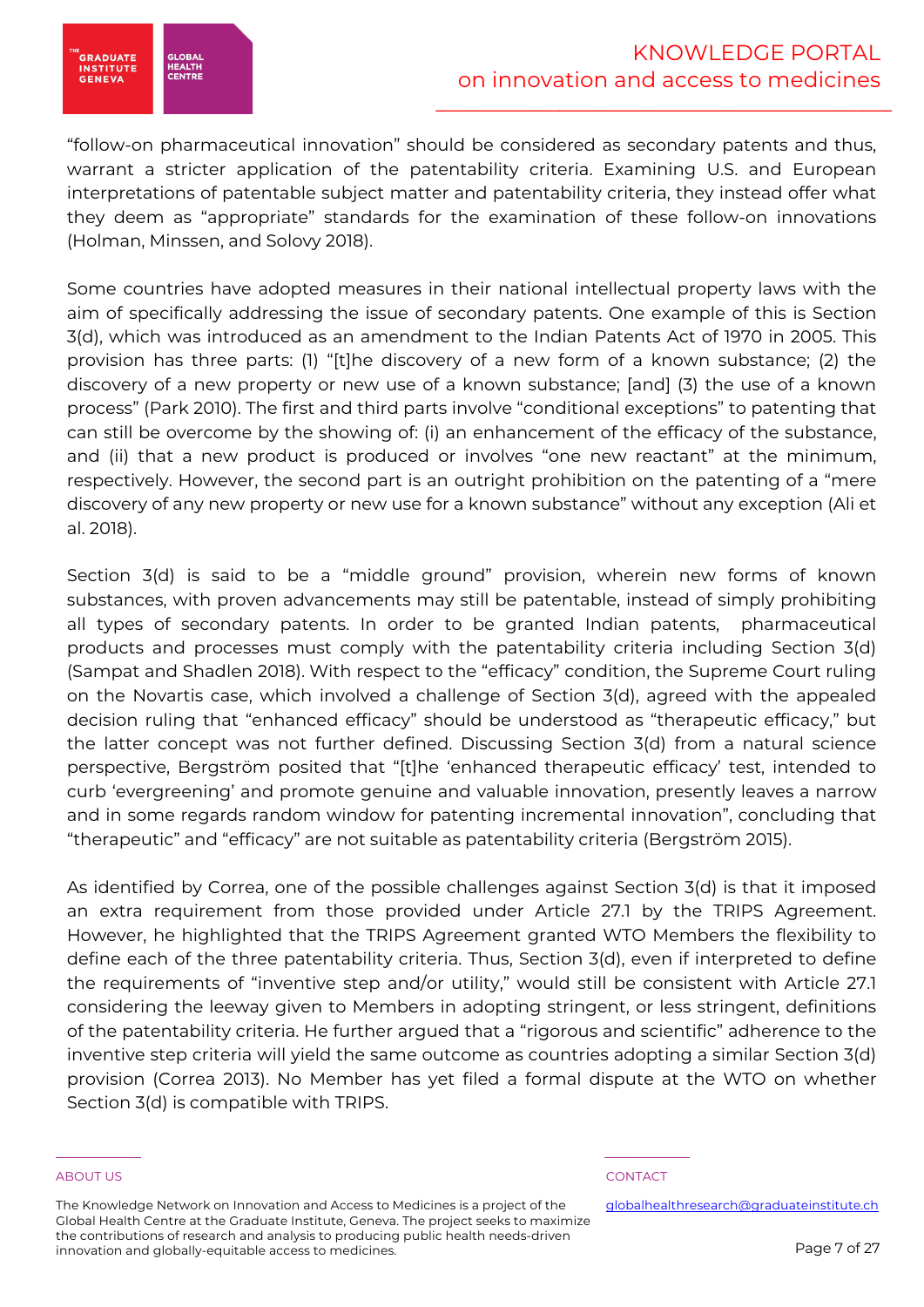"follow-on pharmaceutical innovation" should be considered as secondary patents and thus, warrant a stricter application of the patentability criteria. Examining U.S. and European interpretations of patentable subject matter and patentability criteria, they instead offer what they deem as "appropriate" standards for the examination of these follow-on innovations (Holman, Minssen, and Solovy 2018).

Some countries have adopted measures in their national intellectual property laws with the aim of specifically addressing the issue of secondary patents. One example of this is Section 3(d), which was introduced as an amendment to the Indian Patents Act of 1970 in 2005. This provision has three parts: (1) "[t]he discovery of a new form of a known substance; (2) the discovery of a new property or new use of a known substance; [and] (3) the use of a known process" (Park 2010). The first and third parts involve "conditional exceptions" to patenting that can still be overcome by the showing of: (i) an enhancement of the efficacy of the substance, and (ii) that a new product is produced or involves "one new reactant" at the minimum, respectively. However, the second part is an outright prohibition on the patenting of a "mere discovery of any new property or new use for a known substance" without any exception (Ali et al. 2018).

Section 3(d) is said to be a "middle ground" provision, wherein new forms of known substances, with proven advancements may still be patentable, instead of simply prohibiting all types of secondary patents. In order to be granted Indian patents, pharmaceutical products and processes must comply with the patentability criteria including Section 3(d) (Sampat and Shadlen 2018). With respect to the "efficacy" condition, the Supreme Court ruling on the Novartis case, which involved a challenge of Section 3(d), agreed with the appealed decision ruling that "enhanced efficacy" should be understood as "therapeutic efficacy," but the latter concept was not further defined. Discussing Section 3(d) from a natural science perspective, Bergström posited that "[t]he 'enhanced therapeutic efficacy' test, intended to curb 'evergreening' and promote genuine and valuable innovation, presently leaves a narrow and in some regards random window for patenting incremental innovation", concluding that "therapeutic" and "efficacy" are not suitable as patentability criteria (Bergström 2015).

As identified by Correa, one of the possible challenges against Section 3(d) is that it imposed an extra requirement from those provided under Article 27.1 by the TRIPS Agreement. However, he highlighted that the TRIPS Agreement granted WTO Members the flexibility to define each of the three patentability criteria. Thus, Section 3(d), even if interpreted to define the requirements of "inventive step and/or utility," would still be consistent with Article 27.1 considering the leeway given to Members in adopting stringent, or less stringent, definitions of the patentability criteria. He further argued that a "rigorous and scientific" adherence to the inventive step criteria will yield the same outcome as countries adopting a similar Section 3(d) provision (Correa 2013). No Member has yet filed a formal dispute at the WTO on whether Section 3(d) is compatible with TRIPS.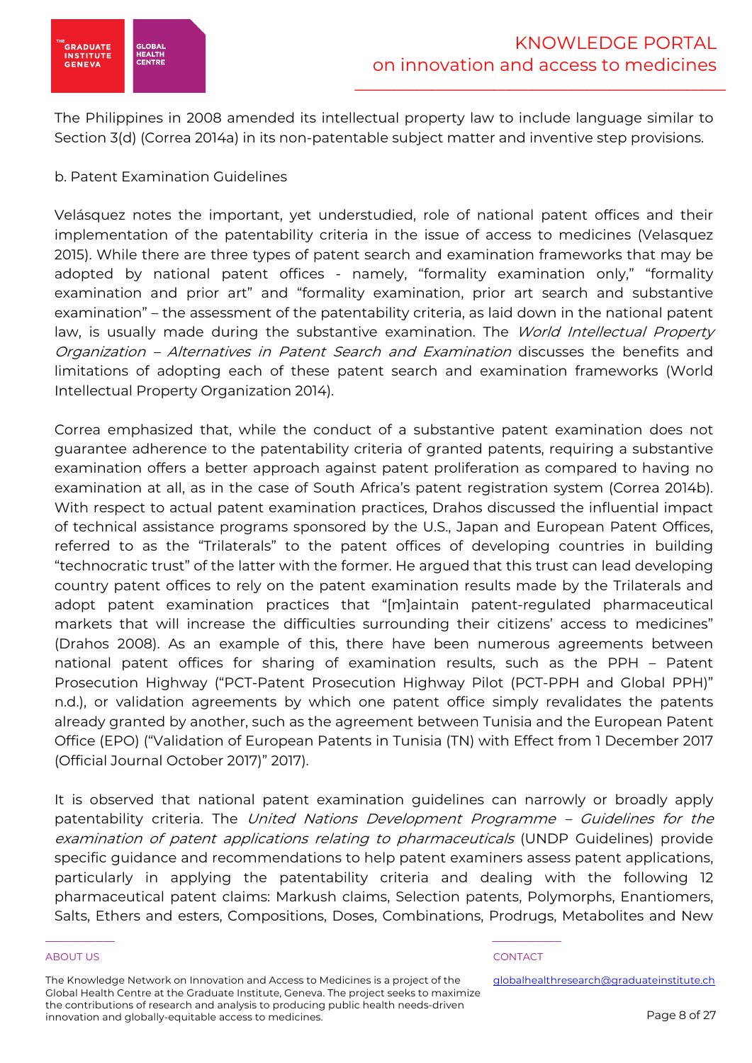The Philippines in 2008 amended its intellectual property law to include language similar to Section 3(d) (Correa 2014a) in its non-patentable subject matter and inventive step provisions.

b. Patent Examination Guidelines

Velásquez notes the important, yet understudied, role of national patent offices and their implementation of the patentability criteria in the issue of access to medicines (Velasquez 2015). While there are three types of patent search and examination frameworks that may be adopted by national patent offices - namely, "formality examination only," "formality examination and prior art" and "formality examination, prior art search and substantive examination" – the assessment of the patentability criteria, as laid down in the national patent law, is usually made during the substantive examination. The *World Intellectual Property Organization – Alternatives in Patent Search and Examination* discusses the benefits and limitations of adopting each of these patent search and examination frameworks (World Intellectual Property Organization 2014).

Correa emphasized that, while the conduct of a substantive patent examination does not guarantee adherence to the patentability criteria of granted patents, requiring a substantive examination offers a better approach against patent proliferation as compared to having no examination at all, as in the case of South Africa's patent registration system (Correa 2014b). With respect to actual patent examination practices, Drahos discussed the influential impact of technical assistance programs sponsored by the U.S., Japan and European Patent Offices, referred to as the "Trilaterals" to the patent offices of developing countries in building "technocratic trust" of the latter with the former. He argued that this trust can lead developing country patent offices to rely on the patent examination results made by the Trilaterals and adopt patent examination practices that "[m]aintain patent-regulated pharmaceutical markets that will increase the difficulties surrounding their citizens' access to medicines" (Drahos 2008). As an example of this, there have been numerous agreements between national patent offices for sharing of examination results, such as the PPH – Patent Prosecution Highway ("PCT-Patent Prosecution Highway Pilot (PCT-PPH and Global PPH)" n.d.), or validation agreements by which one patent office simply revalidates the patents already granted by another, such as the agreement between Tunisia and the European Patent Office (EPO) ("Validation of European Patents in Tunisia (TN) with Effect from 1 December 2017 (Official Journal October 2017)" 2017).

It is observed that national patent examination guidelines can narrowly or broadly apply patentability criteria. The *United Nations Development Programme – Guidelines for the examination of patent applications relating to pharmaceuticals* (UNDP Guidelines) provide specific guidance and recommendations to help patent examiners assess patent applications, particularly in applying the patentability criteria and dealing with the following 12 pharmaceutical patent claims: Markush claims, Selection patents, Polymorphs, Enantiomers, Salts, Ethers and esters, Compositions, Doses, Combinations, Prodrugs, Metabolites and New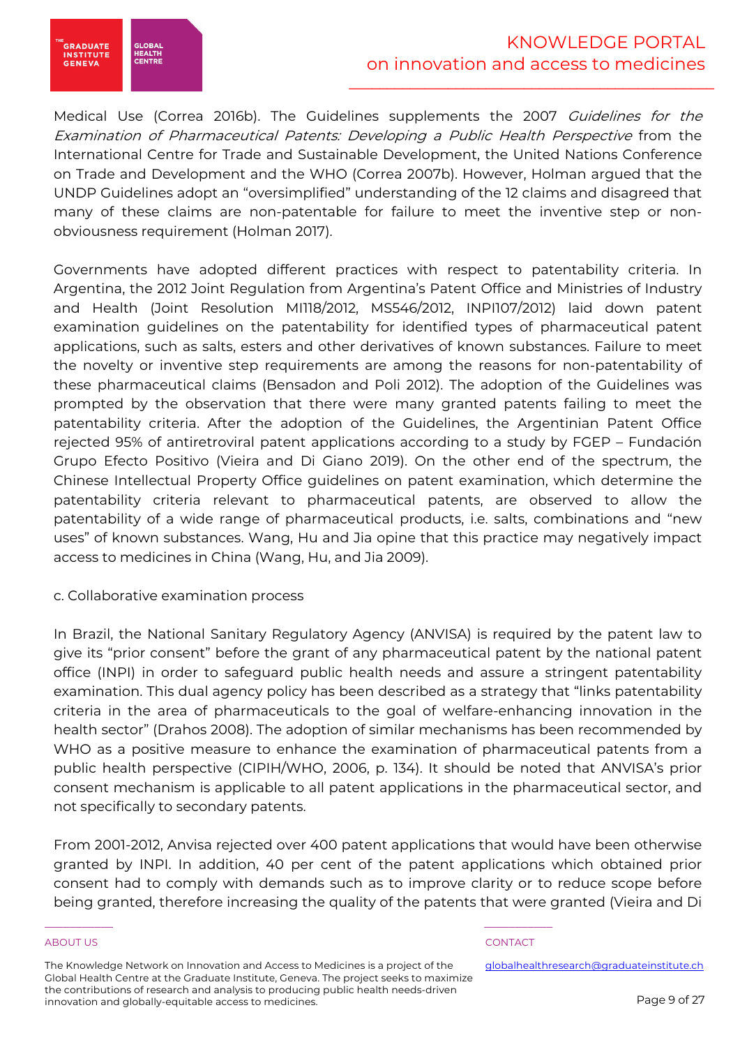Medical Use (Correa 2016b). The Guidelines supplements the 2007 *Guidelines for the Examination of Pharmaceutical Patents: Developing a Public Health Perspective* from the International Centre for Trade and Sustainable Development, the United Nations Conference on Trade and Development and the WHO (Correa 2007b). However, Holman argued that the UNDP Guidelines adopt an "oversimplified" understanding of the 12 claims and disagreed that many of these claims are non-patentable for failure to meet the inventive step or non-obviousness requirement (Holman 2017).

Governments have adopted different practices with respect to patentability criteria. In Argentina, the 2012 Joint Regulation from Argentina's Patent Office and Ministries of Industry and Health (Joint Resolution MI118/2012, MS546/2012, INPI107/2012) laid down patent examination guidelines on the patentability for identified types of pharmaceutical patent applications, such as salts, esters and other derivatives of known substances. Failure to meet the novelty or inventive step requirements are among the reasons for non-patentability of these pharmaceutical claims (Bensadon and Poli 2012). The adoption of the Guidelines was prompted by the observation that there were many granted patents failing to meet the patentability criteria. After the adoption of the Guidelines, the Argentinian Patent Office rejected 95% of antiretroviral patent applications according to a study by FGEP – Fundación Grupo Efecto Positivo (Vieira and Di Giano 2019). On the other end of the spectrum, the Chinese Intellectual Property Office guidelines on patent examination, which determine the patentability criteria relevant to pharmaceutical patents, are observed to allow the patentability of a wide range of pharmaceutical products, i.e. salts, combinations and "new uses" of known substances. Wang, Hu and Jia opine that this practice may negatively impact access to medicines in China (Wang, Hu, and Jia 2009).

c. Collaborative examination process

In Brazil, the National Sanitary Regulatory Agency (ANVISA) is required by the patent law to give its "prior consent" before the grant of any pharmaceutical patent by the national patent office (INPI) in order to safeguard public health needs and assure a stringent patentability examination. This dual agency policy has been described as a strategy that "links patentability criteria in the area of pharmaceuticals to the goal of welfare-enhancing innovation in the health sector" (Drahos 2008). The adoption of similar mechanisms has been recommended by WHO as a positive measure to enhance the examination of pharmaceutical patents from a public health perspective (CIPIH/WHO, 2006, p. 134). It should be noted that ANVISA's prior consent mechanism is applicable to all patent applications in the pharmaceutical sector, and not specifically to secondary patents.

From 2001-2012, Anvisa rejected over 400 patent applications that would have been otherwise granted by INPI. In addition, 40 per cent of the patent applications which obtained prior consent had to comply with demands such as to improve clarity or to reduce scope before being granted, therefore increasing the quality of the patents that were granted (Vieira and Di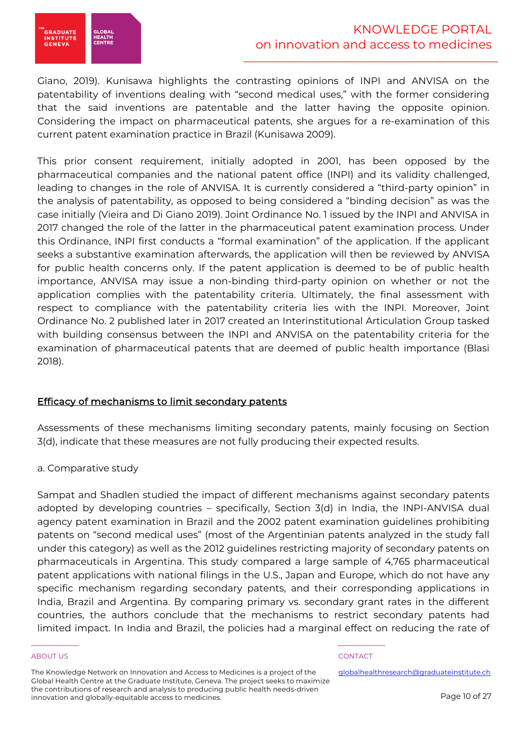Giano, 2019). Kunisawa highlights the contrasting opinions of INPI and ANVISA on the patentability of inventions dealing with "second medical uses," with the former considering that the said inventions are patentable and the latter having the opposite opinion. Considering the impact on pharmaceutical patents, she argues for a re-examination of this current patent examination practice in Brazil (Kunisawa 2009).

This prior consent requirement, initially adopted in 2001, has been opposed by the pharmaceutical companies and the national patent office (INPI) and its validity challenged, leading to changes in the role of ANVISA. It is currently considered a "third-party opinion" in the analysis of patentability, as opposed to being considered a "binding decision" as was the case initially (Vieira and Di Giano 2019). Joint Ordinance No. 1 issued by the INPI and ANVISA in 2017 changed the role of the latter in the pharmaceutical patent examination process. Under this Ordinance, INPI first conducts a "formal examination" of the application. If the applicant seeks a substantive examination afterwards, the application will then be reviewed by ANVISA for public health concerns only. If the patent application is deemed to be of public health importance, ANVISA may issue a non-binding third-party opinion on whether or not the application complies with the patentability criteria. Ultimately, the final assessment with respect to compliance with the patentability criteria lies with the INPI. Moreover, Joint Ordinance No. 2 published later in 2017 created an Interinstitutional Articulation Group tasked with building consensus between the INPI and ANVISA on the patentability criteria for the examination of pharmaceutical patents that are deemed of public health importance (Blasi 2018).

## Efficacy of mechanisms to limit secondary patents

Assessments of these mechanisms limiting secondary patents, mainly focusing on Section 3(d), indicate that these measures are not fully producing their expected results.

a. Comparative study

Sampat and Shadlen studied the impact of different mechanisms against secondary patents adopted by developing countries – specifically, Section 3(d) in India, the INPI-ANVISA dual agency patent examination in Brazil and the 2002 patent examination guidelines prohibiting patents on "second medical uses" (most of the Argentinian patents analyzed in the study fall under this category) as well as the 2012 guidelines restricting majority of secondary patents on pharmaceuticals in Argentina. This study compared a large sample of 4,765 pharmaceutical patent applications with national filings in the U.S., Japan and Europe, which do not have any specific mechanism regarding secondary patents, and their corresponding applications in India, Brazil and Argentina. By comparing primary vs. secondary grant rates in the different countries, the authors conclude that the mechanisms to restrict secondary patents had limited impact. In India and Brazil, the policies had a marginal effect on reducing the rate of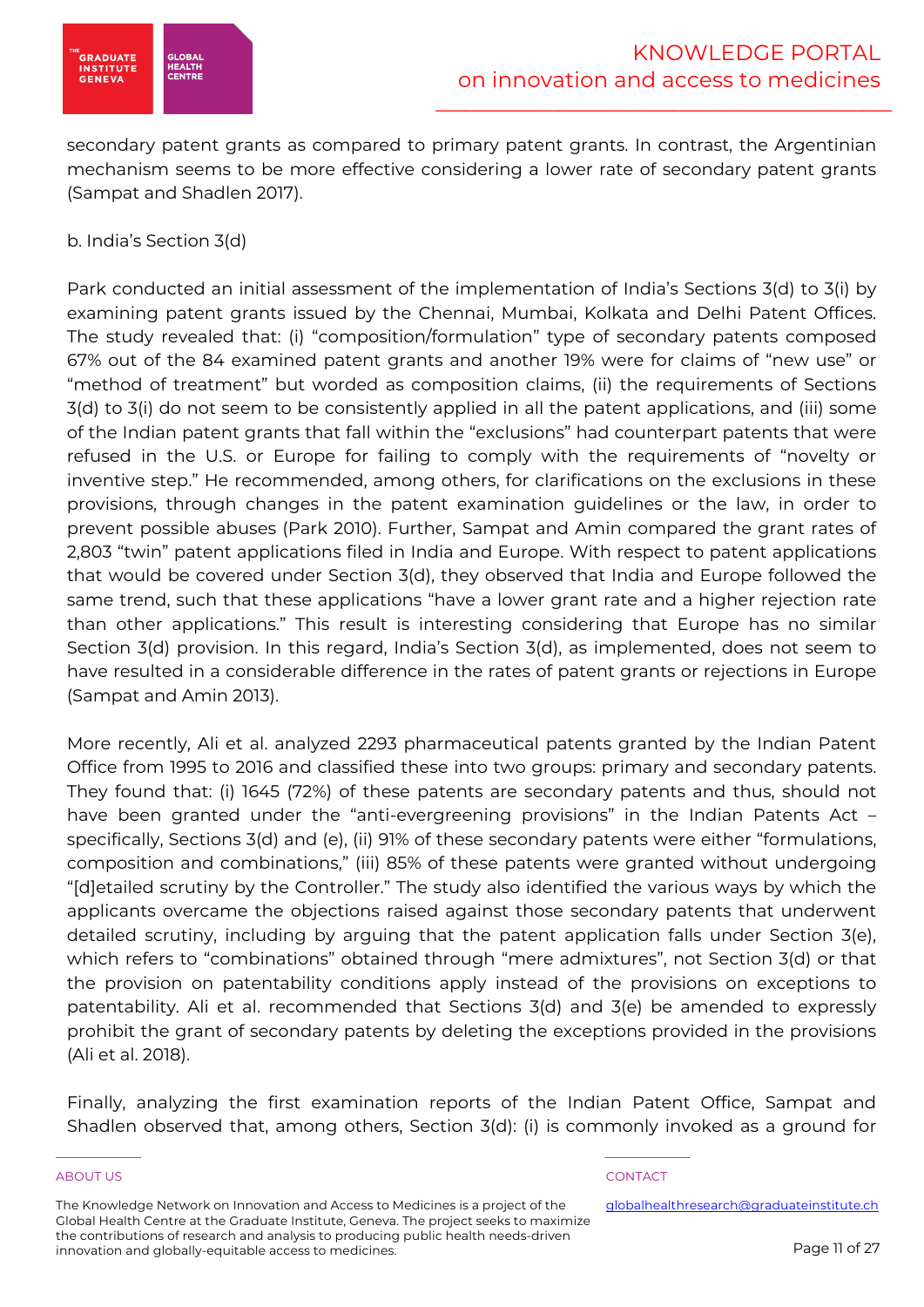secondary patent grants as compared to primary patent grants. In contrast, the Argentinian mechanism seems to be more effective considering a lower rate of secondary patent grants (Sampat and Shadlen 2017).

b. India's Section 3(d)

Park conducted an initial assessment of the implementation of India's Sections 3(d) to 3(i) by examining patent grants issued by the Chennai, Mumbai, Kolkata and Delhi Patent Offices. The study revealed that: (i) "composition/formulation" type of secondary patents composed 67% out of the 84 examined patent grants and another 19% were for claims of "new use" or "method of treatment" but worded as composition claims, (ii) the requirements of Sections 3(d) to 3(i) do not seem to be consistently applied in all the patent applications, and (iii) some of the Indian patent grants that fall within the "exclusions" had counterpart patents that were refused in the U.S. or Europe for failing to comply with the requirements of "novelty or inventive step." He recommended, among others, for clarifications on the exclusions in these provisions, through changes in the patent examination guidelines or the law, in order to prevent possible abuses (Park 2010). Further, Sampat and Amin compared the grant rates of 2,803 "twin" patent applications filed in India and Europe. With respect to patent applications that would be covered under Section 3(d), they observed that India and Europe followed the same trend, such that these applications "have a lower grant rate and a higher rejection rate than other applications." This result is interesting considering that Europe has no similar Section 3(d) provision. In this regard, India's Section 3(d), as implemented, does not seem to have resulted in a considerable difference in the rates of patent grants or rejections in Europe (Sampat and Amin 2013).

More recently, Ali et al. analyzed 2293 pharmaceutical patents granted by the Indian Patent Office from 1995 to 2016 and classified these into two groups: primary and secondary patents. They found that: (i) 1645 (72%) of these patents are secondary patents and thus, should not have been granted under the "anti-evergreening provisions" in the Indian Patents Act – specifically, Sections 3(d) and (e), (ii) 91% of these secondary patents were either "formulations, composition and combinations," (iii) 85% of these patents were granted without undergoing "[d]etailed scrutiny by the Controller." The study also identified the various ways by which the applicants overcame the objections raised against those secondary patents that underwent detailed scrutiny, including by arguing that the patent application falls under Section 3(e), which refers to "combinations" obtained through "mere admixtures", not Section 3(d) or that the provision on patentability conditions apply instead of the provisions on exceptions to patentability. Ali et al. recommended that Sections 3(d) and 3(e) be amended to expressly prohibit the grant of secondary patents by deleting the exceptions provided in the provisions (Ali et al. 2018).

Finally, analyzing the first examination reports of the Indian Patent Office, Sampat and Shadlen observed that, among others, Section 3(d): (i) is commonly invoked as a ground for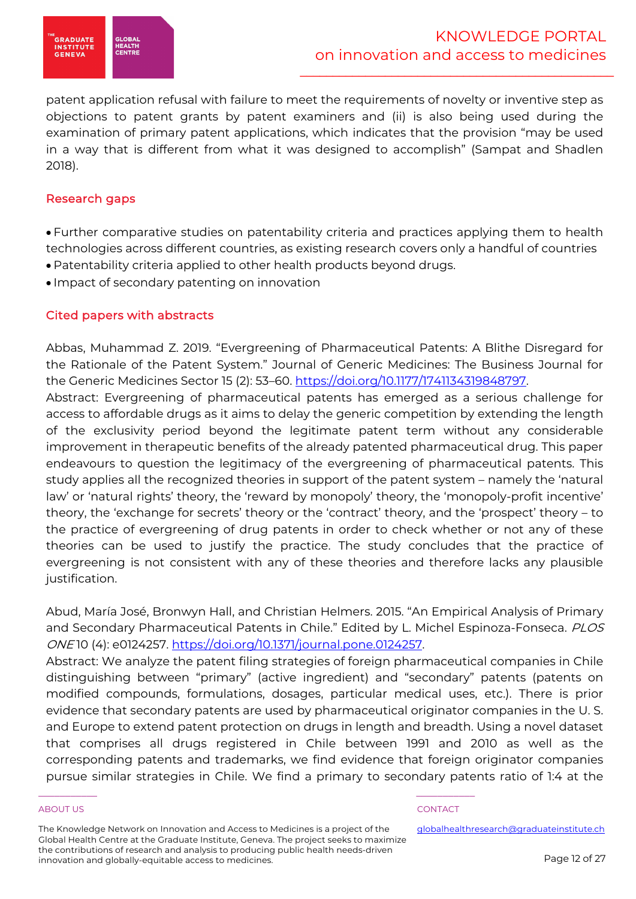patent application refusal with failure to meet the requirements of novelty or inventive step as objections to patent grants by patent examiners and (ii) is also being used during the examination of primary patent applications, which indicates that the provision "may be used in a way that is different from what it was designed to accomplish" (Sampat and Shadlen 2018).

## Research gaps

- Further comparative studies on patentability criteria and practices applying them to health technologies across different countries, as existing research covers only a handful of countries
- Patentability criteria applied to other health products beyond drugs.
- Impact of secondary patenting on innovation

## Cited papers with abstracts

Abbas, Muhammad Z. 2019. "Evergreening of Pharmaceutical Patents: A Blithe Disregard for the Rationale of the Patent System." Journal of Generic Medicines: The Business Journal for the Generic Medicines Sector 15 (2): 53–60. https://doi.org/10.1177/1741134319848797.

Abstract: Evergreening of pharmaceutical patents has emerged as a serious challenge for access to affordable drugs as it aims to delay the generic competition by extending the length of the exclusivity period beyond the legitimate patent term without any considerable improvement in therapeutic benefits of the already patented pharmaceutical drug. This paper endeavours to question the legitimacy of the evergreening of pharmaceutical patents. This study applies all the recognized theories in support of the patent system – namely the 'natural law' or 'natural rights' theory, the 'reward by monopoly' theory, the 'monopoly-profit incentive' theory, the 'exchange for secrets' theory or the 'contract' theory, and the 'prospect' theory – to the practice of evergreening of drug patents in order to check whether or not any of these theories can be used to justify the practice. The study concludes that the practice of evergreening is not consistent with any of these theories and therefore lacks any plausible justification.

Abud, María José, Bronwyn Hall, and Christian Helmers. 2015. "An Empirical Analysis of Primary and Secondary Pharmaceutical Patents in Chile." Edited by L. Michel Espinoza-Fonseca. *PLOS ONE* 10 (4): e0124257. https://doi.org/10.1371/journal.pone.0124257.

Abstract: We analyze the patent filing strategies of foreign pharmaceutical companies in Chile distinguishing between "primary" (active ingredient) and "secondary" patents (patents on modified compounds, formulations, dosages, particular medical uses, etc.). There is prior evidence that secondary patents are used by pharmaceutical originator companies in the U. S. and Europe to extend patent protection on drugs in length and breadth. Using a novel dataset that comprises all drugs registered in Chile between 1991 and 2010 as well as the corresponding patents and trademarks, we find evidence that foreign originator companies pursue similar strategies in Chile. We find a primary to secondary patents ratio of 1:4 at the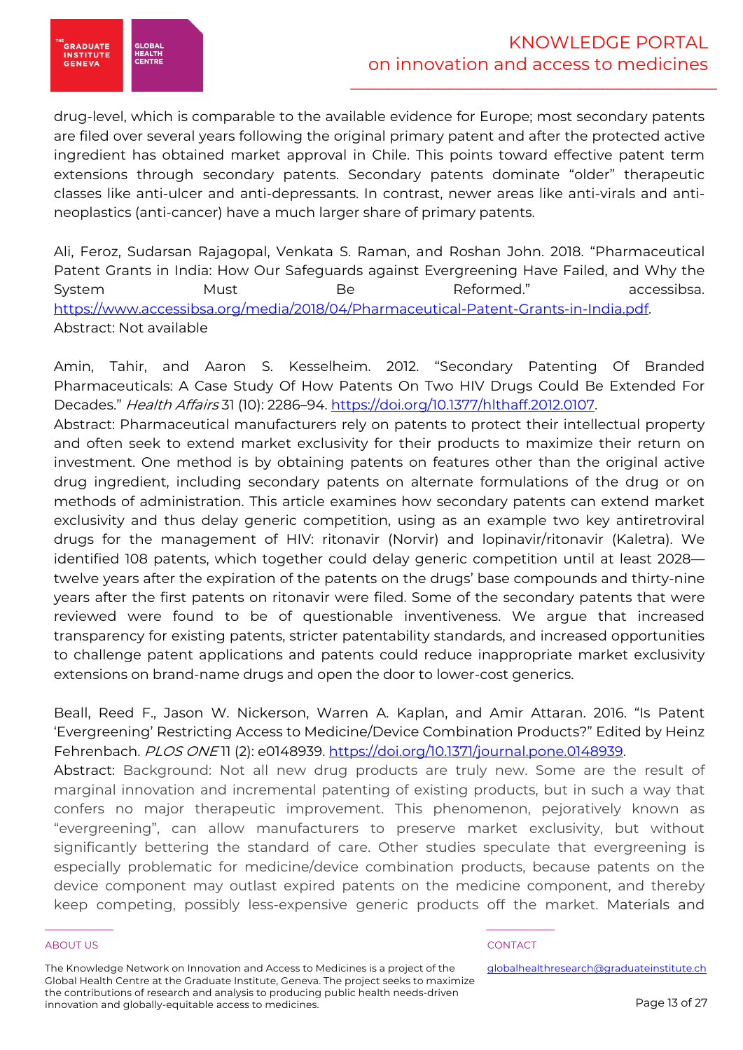drug-level, which is comparable to the available evidence for Europe; most secondary patents are filed over several years following the original primary patent and after the protected active ingredient has obtained market approval in Chile. This points toward effective patent term extensions through secondary patents. Secondary patents dominate "older" therapeutic classes like anti-ulcer and anti-depressants. In contrast, newer areas like anti-virals and anti-neoplastics (anti-cancer) have a much larger share of primary patents.

Ali, Feroz, Sudarsan Rajagopal, Venkata S. Raman, and Roshan John. 2018. "Pharmaceutical Patent Grants in India: How Our Safeguards against Evergreening Have Failed, and Why the System Must Be Reformed." accessibsa. https://www.accessibsa.org/media/2018/04/Pharmaceutical-Patent-Grants-in-India.pdf.
Abstract: Not available

Amin, Tahir, and Aaron S. Kesselheim. 2012. "Secondary Patenting Of Branded Pharmaceuticals: A Case Study Of How Patents On Two HIV Drugs Could Be Extended For Decades." *Health Affairs* 31 (10): 2286–94. https://doi.org/10.1377/hlthaff.2012.0107.
Abstract: Pharmaceutical manufacturers rely on patents to protect their intellectual property and often seek to extend market exclusivity for their products to maximize their return on investment. One method is by obtaining patents on features other than the original active drug ingredient, including secondary patents on alternate formulations of the drug or on methods of administration. This article examines how secondary patents can extend market exclusivity and thus delay generic competition, using as an example two key antiretroviral drugs for the management of HIV: ritonavir (Norvir) and lopinavir/ritonavir (Kaletra). We identified 108 patents, which together could delay generic competition until at least 2028—twelve years after the expiration of the patents on the drugs' base compounds and thirty-nine years after the first patents on ritonavir were filed. Some of the secondary patents that were reviewed were found to be of questionable inventiveness. We argue that increased transparency for existing patents, stricter patentability standards, and increased opportunities to challenge patent applications and patents could reduce inappropriate market exclusivity extensions on brand-name drugs and open the door to lower-cost generics.

Beall, Reed F., Jason W. Nickerson, Warren A. Kaplan, and Amir Attaran. 2016. "Is Patent 'Evergreening' Restricting Access to Medicine/Device Combination Products?" Edited by Heinz Fehrenbach. *PLOS ONE* 11 (2): e0148939. https://doi.org/10.1371/journal.pone.0148939.
Abstract: Background: Not all new drug products are truly new. Some are the result of marginal innovation and incremental patenting of existing products, but in such a way that confers no major therapeutic improvement. This phenomenon, pejoratively known as "evergreening", can allow manufacturers to preserve market exclusivity, but without significantly bettering the standard of care. Other studies speculate that evergreening is especially problematic for medicine/device combination products, because patents on the device component may outlast expired patents on the medicine component, and thereby keep competing, possibly less-expensive generic products off the market. Materials and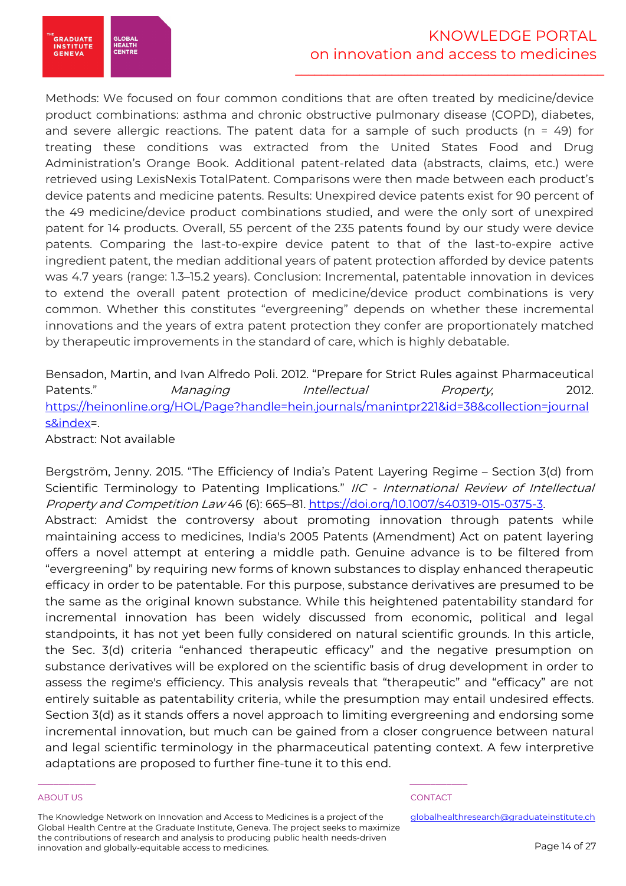Methods: We focused on four common conditions that are often treated by medicine/device product combinations: asthma and chronic obstructive pulmonary disease (COPD), diabetes, and severe allergic reactions. The patent data for a sample of such products (n = 49) for treating these conditions was extracted from the United States Food and Drug Administration's Orange Book. Additional patent-related data (abstracts, claims, etc.) were retrieved using LexisNexis TotalPatent. Comparisons were then made between each product's device patents and medicine patents. Results: Unexpired device patents exist for 90 percent of the 49 medicine/device product combinations studied, and were the only sort of unexpired patent for 14 products. Overall, 55 percent of the 235 patents found by our study were device patents. Comparing the last-to-expire device patent to that of the last-to-expire active ingredient patent, the median additional years of patent protection afforded by device patents was 4.7 years (range: 1.3–15.2 years). Conclusion: Incremental, patentable innovation in devices to extend the overall patent protection of medicine/device product combinations is very common. Whether this constitutes "evergreening" depends on whether these incremental innovations and the years of extra patent protection they confer are proportionately matched by therapeutic improvements in the standard of care, which is highly debatable.

Bensadon, Martin, and Ivan Alfredo Poli. 2012. "Prepare for Strict Rules against Pharmaceutical Patents." *Managing Intellectual Property*, 2012. https://heinonline.org/HOL/Page?handle=hein.journals/manintpr221&id=38&collection=journals&index=.
Abstract: Not available

Bergström, Jenny. 2015. "The Efficiency of India's Patent Layering Regime – Section 3(d) from Scientific Terminology to Patenting Implications." *IIC - International Review of Intellectual Property and Competition Law* 46 (6): 665–81. https://doi.org/10.1007/s40319-015-0375-3.
Abstract: Amidst the controversy about promoting innovation through patents while maintaining access to medicines, India's 2005 Patents (Amendment) Act on patent layering offers a novel attempt at entering a middle path. Genuine advance is to be filtered from "evergreening" by requiring new forms of known substances to display enhanced therapeutic efficacy in order to be patentable. For this purpose, substance derivatives are presumed to be the same as the original known substance. While this heightened patentability standard for incremental innovation has been widely discussed from economic, political and legal standpoints, it has not yet been fully considered on natural scientific grounds. In this article, the Sec. 3(d) criteria "enhanced therapeutic efficacy" and the negative presumption on substance derivatives will be explored on the scientific basis of drug development in order to assess the regime's efficiency. This analysis reveals that "therapeutic" and "efficacy" are not entirely suitable as patentability criteria, while the presumption may entail undesired effects. Section 3(d) as it stands offers a novel approach to limiting evergreening and endorsing some incremental innovation, but much can be gained from a closer congruence between natural and legal scientific terminology in the pharmaceutical patenting context. A few interpretive adaptations are proposed to further fine-tune it to this end.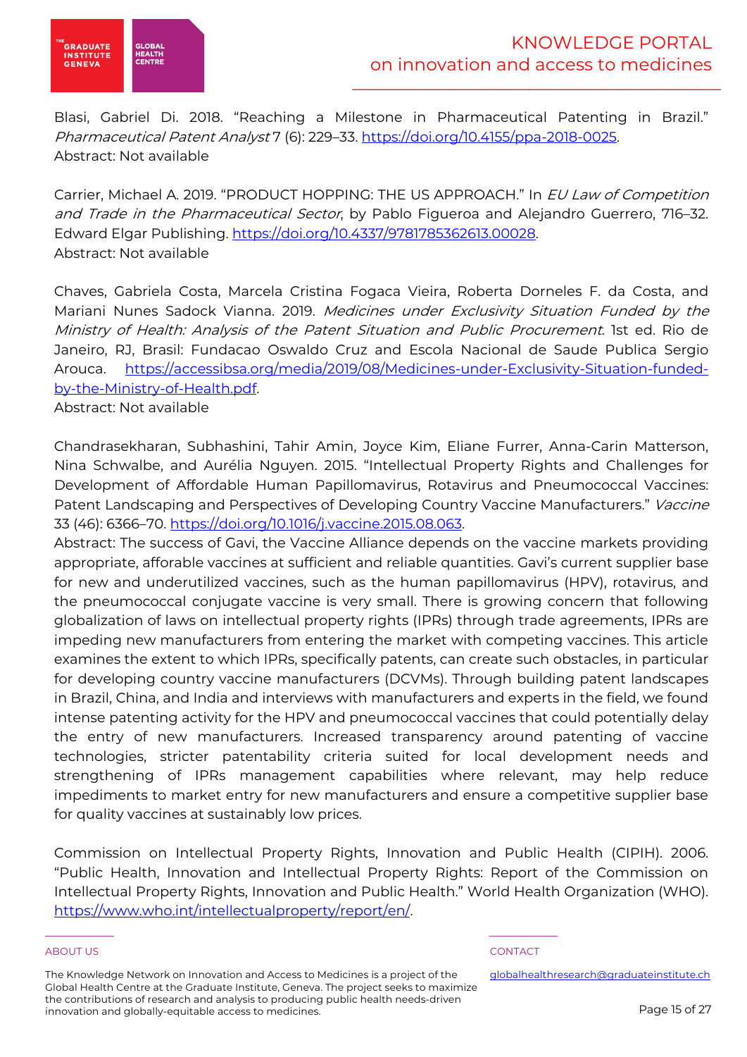Blasi, Gabriel Di. 2018. "Reaching a Milestone in Pharmaceutical Patenting in Brazil." *Pharmaceutical Patent Analyst* 7 (6): 229–33. https://doi.org/10.4155/ppa-2018-0025.
Abstract: Not available

Carrier, Michael A. 2019. "PRODUCT HOPPING: THE US APPROACH." In *EU Law of Competition and Trade in the Pharmaceutical Sector*, by Pablo Figueroa and Alejandro Guerrero, 716–32. Edward Elgar Publishing. https://doi.org/10.4337/9781785362613.00028.
Abstract: Not available

Chaves, Gabriela Costa, Marcela Cristina Fogaca Vieira, Roberta Dorneles F. da Costa, and Mariani Nunes Sadock Vianna. 2019. *Medicines under Exclusivity Situation Funded by the Ministry of Health: Analysis of the Patent Situation and Public Procurement*. 1st ed. Rio de Janeiro, RJ, Brasil: Fundacao Oswaldo Cruz and Escola Nacional de Saude Publica Sergio Arouca. https://accessibsa.org/media/2019/08/Medicines-under-Exclusivity-Situation-funded-by-the-Ministry-of-Health.pdf.
Abstract: Not available

Chandrasekharan, Subhashini, Tahir Amin, Joyce Kim, Eliane Furrer, Anna-Carin Matterson, Nina Schwalbe, and Aurélia Nguyen. 2015. "Intellectual Property Rights and Challenges for Development of Affordable Human Papillomavirus, Rotavirus and Pneumococcal Vaccines: Patent Landscaping and Perspectives of Developing Country Vaccine Manufacturers." *Vaccine* 33 (46): 6366–70. https://doi.org/10.1016/j.vaccine.2015.08.063.
Abstract: The success of Gavi, the Vaccine Alliance depends on the vaccine markets providing appropriate, aforable vaccines at sufficient and reliable quantities. Gavi's current supplier base for new and underutilized vaccines, such as the human papillomavirus (HPV), rotavirus, and the pneumococcal conjugate vaccine is very small. There is growing concern that following globalization of laws on intellectual property rights (IPRs) through trade agreements, IPRs are impeding new manufacturers from entering the market with competing vaccines. This article examines the extent to which IPRs, specifically patents, can create such obstacles, in particular for developing country vaccine manufacturers (DCVMs). Through building patent landscapes in Brazil, China, and India and interviews with manufacturers and experts in the field, we found intense patenting activity for the HPV and pneumococcal vaccines that could potentially delay the entry of new manufacturers. Increased transparency around patenting of vaccine technologies, stricter patentability criteria suited for local development needs and strengthening of IPRs management capabilities where relevant, may help reduce impediments to market entry for new manufacturers and ensure a competitive supplier base for quality vaccines at sustainably low prices.

Commission on Intellectual Property Rights, Innovation and Public Health (CIPIH). 2006. "Public Health, Innovation and Intellectual Property Rights: Report of the Commission on Intellectual Property Rights, Innovation and Public Health." World Health Organization (WHO). https://www.who.int/intellectualproperty/report/en/.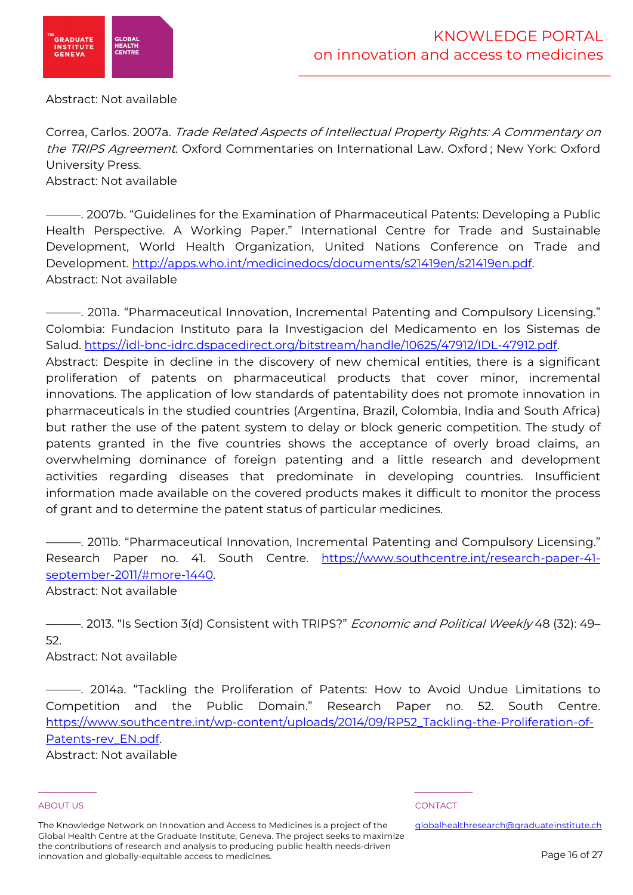Abstract: Not available

Correa, Carlos. 2007a. *Trade Related Aspects of Intellectual Property Rights: A Commentary on the TRIPS Agreement*. Oxford Commentaries on International Law. Oxford ; New York: Oxford University Press.
Abstract: Not available

———. 2007b. "Guidelines for the Examination of Pharmaceutical Patents: Developing a Public Health Perspective. A Working Paper." International Centre for Trade and Sustainable Development, World Health Organization, United Nations Conference on Trade and Development. http://apps.who.int/medicinedocs/documents/s21419en/s21419en.pdf.
Abstract: Not available

———. 2011a. "Pharmaceutical Innovation, Incremental Patenting and Compulsory Licensing." Colombia: Fundacion Instituto para la Investigacion del Medicamento en los Sistemas de Salud. https://idl-bnc-idrc.dspacedirect.org/bitstream/handle/10625/47912/IDL-47912.pdf.
Abstract: Despite in decline in the discovery of new chemical entities, there is a significant proliferation of patents on pharmaceutical products that cover minor, incremental innovations. The application of low standards of patentability does not promote innovation in pharmaceuticals in the studied countries (Argentina, Brazil, Colombia, India and South Africa) but rather the use of the patent system to delay or block generic competition. The study of patents granted in the five countries shows the acceptance of overly broad claims, an overwhelming dominance of foreign patenting and a little research and development activities regarding diseases that predominate in developing countries. Insufficient information made available on the covered products makes it difficult to monitor the process of grant and to determine the patent status of particular medicines.

———. 2011b. "Pharmaceutical Innovation, Incremental Patenting and Compulsory Licensing." Research Paper no. 41. South Centre. https://www.southcentre.int/research-paper-41-september-2011/#more-1440.
Abstract: Not available

———. 2013. "Is Section 3(d) Consistent with TRIPS?" *Economic and Political Weekly* 48 (32): 49–52.
Abstract: Not available

———. 2014a. "Tackling the Proliferation of Patents: How to Avoid Undue Limitations to Competition and the Public Domain." Research Paper no. 52. South Centre. https://www.southcentre.int/wp-content/uploads/2014/09/RP52_Tackling-the-Proliferation-of-Patents-rev_EN.pdf.
Abstract: Not available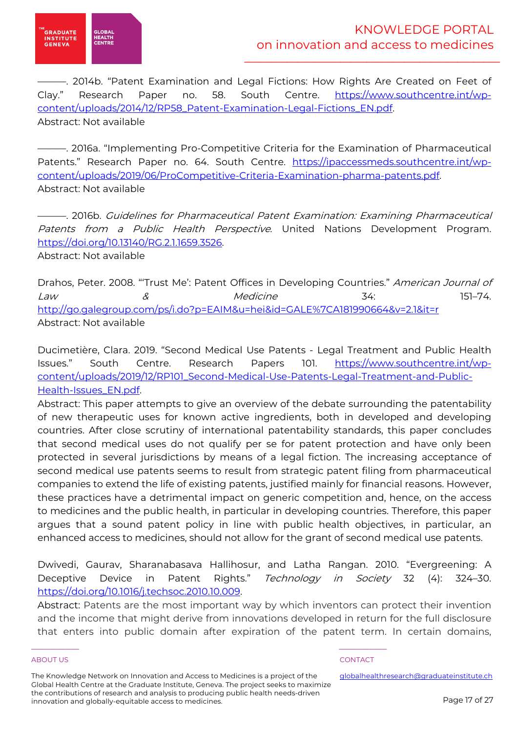———. 2014b. "Patent Examination and Legal Fictions: How Rights Are Created on Feet of Clay." Research Paper no. 58. South Centre. [https://www.southcentre.int/wp-content/uploads/2014/12/RP58_Patent-Examination-Legal-Fictions_EN.pdf](https://www.southcentre.int/wp-content/uploads/2014/12/RP58_Patent-Examination-Legal-Fictions_EN.pdf).
Abstract: Not available

———. 2016a. "Implementing Pro-Competitive Criteria for the Examination of Pharmaceutical Patents." Research Paper no. 64. South Centre. [https://ipaccessmeds.southcentre.int/wp-content/uploads/2019/06/ProCompetitive-Criteria-Examination-pharma-patents.pdf](https://ipaccessmeds.southcentre.int/wp-content/uploads/2019/06/ProCompetitive-Criteria-Examination-pharma-patents.pdf).
Abstract: Not available

———. 2016b. *Guidelines for Pharmaceutical Patent Examination: Examining Pharmaceutical Patents from a Public Health Perspective*. United Nations Development Program. [https://doi.org/10.13140/RG.2.1.1659.3526](https://doi.org/10.13140/RG.2.1.1659.3526).
Abstract: Not available

Drahos, Peter. 2008. "'Trust Me': Patent Offices in Developing Countries." *American Journal of Law & Medicine* 34: 151–74. [http://go.galegroup.com/ps/i.do?p=EAIM&u=hei&id=GALE%7CA181990664&v=2.1&it=r](http://go.galegroup.com/ps/i.do?p=EAIM&u=hei&id=GALE%7CA181990664&v=2.1&it=r)
Abstract: Not available

Ducimetière, Clara. 2019. "Second Medical Use Patents - Legal Treatment and Public Health Issues." South Centre. Research Papers 101. [https://www.southcentre.int/wp-content/uploads/2019/12/RP101_Second-Medical-Use-Patents-Legal-Treatment-and-Public-Health-Issues_EN.pdf](https://www.southcentre.int/wp-content/uploads/2019/12/RP101_Second-Medical-Use-Patents-Legal-Treatment-and-Public-Health-Issues_EN.pdf).
Abstract: This paper attempts to give an overview of the debate surrounding the patentability of new therapeutic uses for known active ingredients, both in developed and developing countries. After close scrutiny of international patentability standards, this paper concludes that second medical uses do not qualify per se for patent protection and have only been protected in several jurisdictions by means of a legal fiction. The increasing acceptance of second medical use patents seems to result from strategic patent filing from pharmaceutical companies to extend the life of existing patents, justified mainly for financial reasons. However, these practices have a detrimental impact on generic competition and, hence, on the access to medicines and the public health, in particular in developing countries. Therefore, this paper argues that a sound patent policy in line with public health objectives, in particular, an enhanced access to medicines, should not allow for the grant of second medical use patents.

Dwivedi, Gaurav, Sharanabasava Hallihosur, and Latha Rangan. 2010. "Evergreening: A Deceptive Device in Patent Rights." *Technology in Society* 32 (4): 324–30. [https://doi.org/10.1016/j.techsoc.2010.10.009](https://doi.org/10.1016/j.techsoc.2010.10.009).
Abstract: Patents are the most important way by which inventors can protect their invention and the income that might derive from innovations developed in return for the full disclosure that enters into public domain after expiration of the patent term. In certain domains,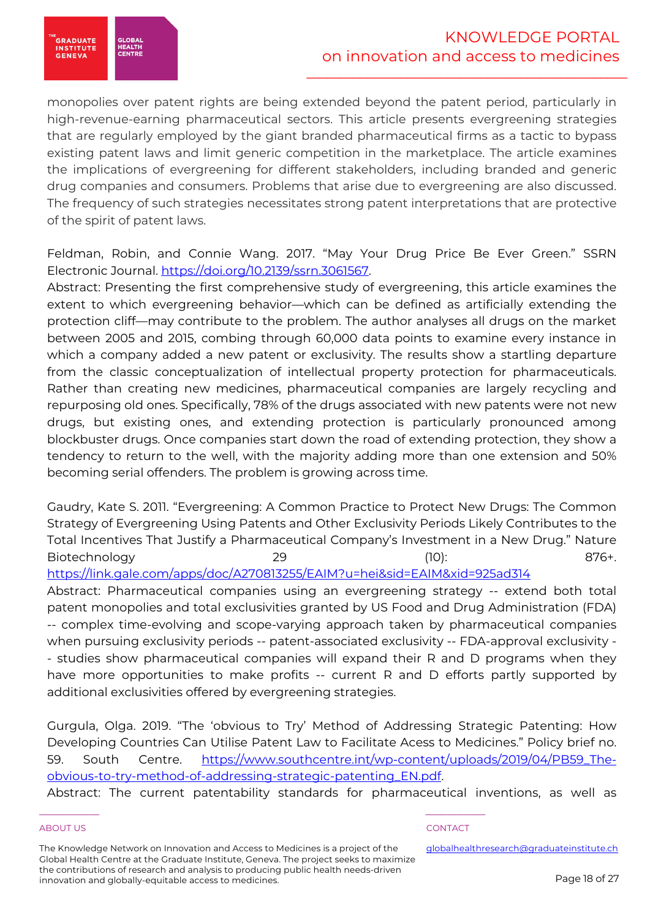monopolies over patent rights are being extended beyond the patent period, particularly in high-revenue-earning pharmaceutical sectors. This article presents evergreening strategies that are regularly employed by the giant branded pharmaceutical firms as a tactic to bypass existing patent laws and limit generic competition in the marketplace. The article examines the implications of evergreening for different stakeholders, including branded and generic drug companies and consumers. Problems that arise due to evergreening are also discussed. The frequency of such strategies necessitates strong patent interpretations that are protective of the spirit of patent laws.

Feldman, Robin, and Connie Wang. 2017. "May Your Drug Price Be Ever Green." SSRN Electronic Journal. https://doi.org/10.2139/ssrn.3061567.
Abstract: Presenting the first comprehensive study of evergreening, this article examines the extent to which evergreening behavior—which can be defined as artificially extending the protection cliff—may contribute to the problem. The author analyses all drugs on the market between 2005 and 2015, combing through 60,000 data points to examine every instance in which a company added a new patent or exclusivity. The results show a startling departure from the classic conceptualization of intellectual property protection for pharmaceuticals. Rather than creating new medicines, pharmaceutical companies are largely recycling and repurposing old ones. Specifically, 78% of the drugs associated with new patents were not new drugs, but existing ones, and extending protection is particularly pronounced among blockbuster drugs. Once companies start down the road of extending protection, they show a tendency to return to the well, with the majority adding more than one extension and 50% becoming serial offenders. The problem is growing across time.

Gaudry, Kate S. 2011. "Evergreening: A Common Practice to Protect New Drugs: The Common Strategy of Evergreening Using Patents and Other Exclusivity Periods Likely Contributes to the Total Incentives That Justify a Pharmaceutical Company's Investment in a New Drug." Nature Biotechnology 29 (10): 876+. https://link.gale.com/apps/doc/A270813255/EAIM?u=hei&sid=EAIM&xid=925ad314
Abstract: Pharmaceutical companies using an evergreening strategy -- extend both total patent monopolies and total exclusivities granted by US Food and Drug Administration (FDA) -- complex time-evolving and scope-varying approach taken by pharmaceutical companies when pursuing exclusivity periods -- patent-associated exclusivity -- FDA-approval exclusivity -- studies show pharmaceutical companies will expand their R and D programs when they have more opportunities to make profits -- current R and D efforts partly supported by additional exclusivities offered by evergreening strategies.

Gurgula, Olga. 2019. "The 'obvious to Try' Method of Addressing Strategic Patenting: How Developing Countries Can Utilise Patent Law to Facilitate Acess to Medicines." Policy brief no. 59. South Centre. https://www.southcentre.int/wp-content/uploads/2019/04/PB59_The-obvious-to-try-method-of-addressing-strategic-patenting_EN.pdf.
Abstract: The current patentability standards for pharmaceutical inventions, as well as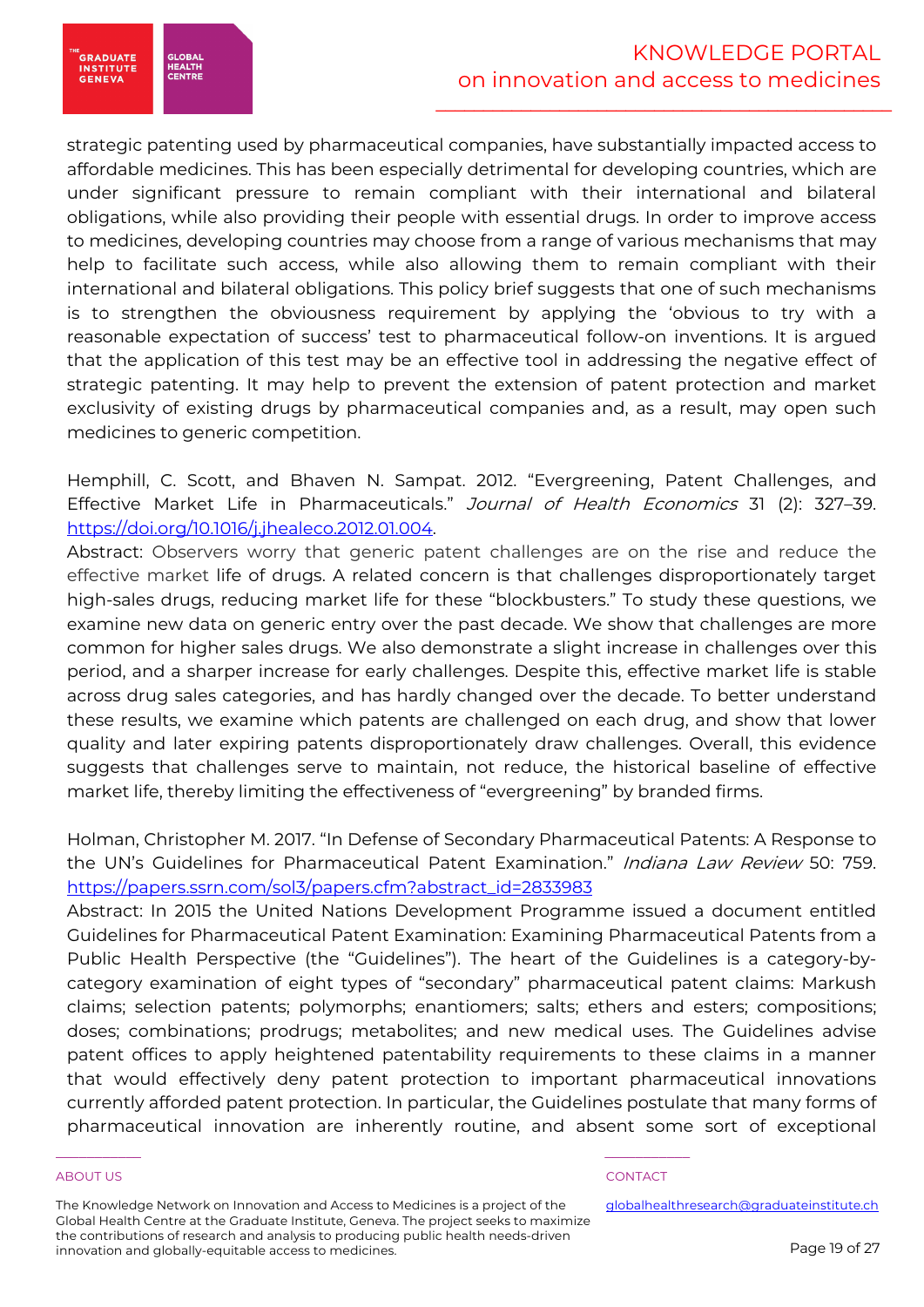strategic patenting used by pharmaceutical companies, have substantially impacted access to affordable medicines. This has been especially detrimental for developing countries, which are under significant pressure to remain compliant with their international and bilateral obligations, while also providing their people with essential drugs. In order to improve access to medicines, developing countries may choose from a range of various mechanisms that may help to facilitate such access, while also allowing them to remain compliant with their international and bilateral obligations. This policy brief suggests that one of such mechanisms is to strengthen the obviousness requirement by applying the 'obvious to try with a reasonable expectation of success' test to pharmaceutical follow-on inventions. It is argued that the application of this test may be an effective tool in addressing the negative effect of strategic patenting. It may help to prevent the extension of patent protection and market exclusivity of existing drugs by pharmaceutical companies and, as a result, may open such medicines to generic competition.

Hemphill, C. Scott, and Bhaven N. Sampat. 2012. "Evergreening, Patent Challenges, and Effective Market Life in Pharmaceuticals." *Journal of Health Economics* 31 (2): 327–39. https://doi.org/10.1016/j.jhealeco.2012.01.004.
Abstract: Observers worry that generic patent challenges are on the rise and reduce the effective market life of drugs. A related concern is that challenges disproportionately target high-sales drugs, reducing market life for these "blockbusters." To study these questions, we examine new data on generic entry over the past decade. We show that challenges are more common for higher sales drugs. We also demonstrate a slight increase in challenges over this period, and a sharper increase for early challenges. Despite this, effective market life is stable across drug sales categories, and has hardly changed over the decade. To better understand these results, we examine which patents are challenged on each drug, and show that lower quality and later expiring patents disproportionately draw challenges. Overall, this evidence suggests that challenges serve to maintain, not reduce, the historical baseline of effective market life, thereby limiting the effectiveness of "evergreening" by branded firms.

Holman, Christopher M. 2017. "In Defense of Secondary Pharmaceutical Patents: A Response to the UN's Guidelines for Pharmaceutical Patent Examination." *Indiana Law Review* 50: 759. https://papers.ssrn.com/sol3/papers.cfm?abstract_id=2833983
Abstract: In 2015 the United Nations Development Programme issued a document entitled Guidelines for Pharmaceutical Patent Examination: Examining Pharmaceutical Patents from a Public Health Perspective (the "Guidelines"). The heart of the Guidelines is a category-by-category examination of eight types of "secondary" pharmaceutical patent claims: Markush claims; selection patents; polymorphs; enantiomers; salts; ethers and esters; compositions; doses; combinations; prodrugs; metabolites; and new medical uses. The Guidelines advise patent offices to apply heightened patentability requirements to these claims in a manner that would effectively deny patent protection to important pharmaceutical innovations currently afforded patent protection. In particular, the Guidelines postulate that many forms of pharmaceutical innovation are inherently routine, and absent some sort of exceptional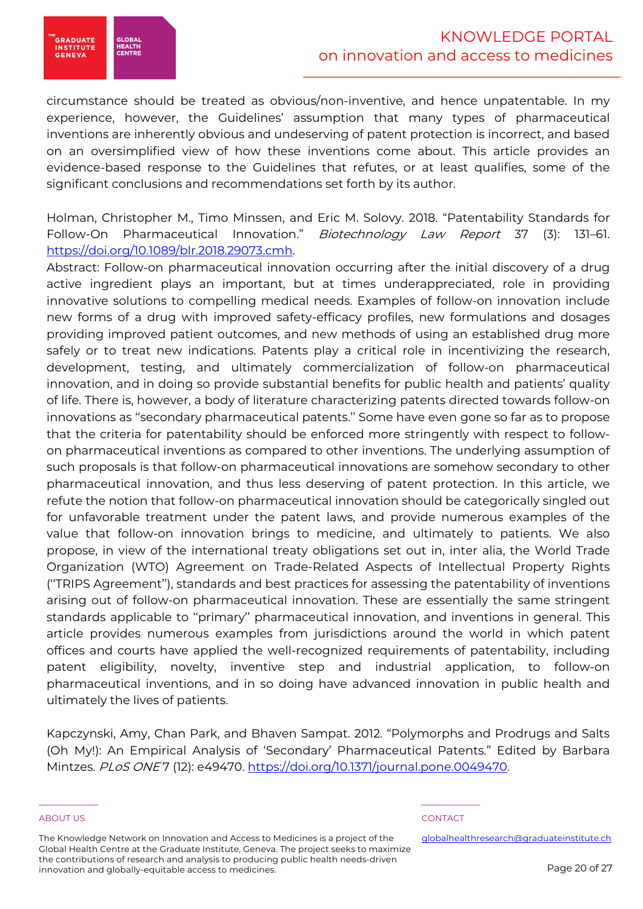circumstance should be treated as obvious/non-inventive, and hence unpatentable. In my experience, however, the Guidelines' assumption that many types of pharmaceutical inventions are inherently obvious and undeserving of patent protection is incorrect, and based on an oversimplified view of how these inventions come about. This article provides an evidence-based response to the Guidelines that refutes, or at least qualifies, some of the significant conclusions and recommendations set forth by its author.

Holman, Christopher M., Timo Minssen, and Eric M. Solovy. 2018. "Patentability Standards for Follow-On Pharmaceutical Innovation." *Biotechnology Law Report* 37 (3): 131–61. https://doi.org/10.1089/blr.2018.29073.cmh.
Abstract: Follow-on pharmaceutical innovation occurring after the initial discovery of a drug active ingredient plays an important, but at times underappreciated, role in providing innovative solutions to compelling medical needs. Examples of follow-on innovation include new forms of a drug with improved safety-efficacy profiles, new formulations and dosages providing improved patient outcomes, and new methods of using an established drug more safely or to treat new indications. Patents play a critical role in incentivizing the research, development, testing, and ultimately commercialization of follow-on pharmaceutical innovation, and in doing so provide substantial benefits for public health and patients' quality of life. There is, however, a body of literature characterizing patents directed towards follow-on innovations as ''secondary pharmaceutical patents.'' Some have even gone so far as to propose that the criteria for patentability should be enforced more stringently with respect to follow-on pharmaceutical inventions as compared to other inventions. The underlying assumption of such proposals is that follow-on pharmaceutical innovations are somehow secondary to other pharmaceutical innovation, and thus less deserving of patent protection. In this article, we refute the notion that follow-on pharmaceutical innovation should be categorically singled out for unfavorable treatment under the patent laws, and provide numerous examples of the value that follow-on innovation brings to medicine, and ultimately to patients. We also propose, in view of the international treaty obligations set out in, inter alia, the World Trade Organization (WTO) Agreement on Trade-Related Aspects of Intellectual Property Rights (''TRIPS Agreement''), standards and best practices for assessing the patentability of inventions arising out of follow-on pharmaceutical innovation. These are essentially the same stringent standards applicable to ''primary'' pharmaceutical innovation, and inventions in general. This article provides numerous examples from jurisdictions around the world in which patent offices and courts have applied the well-recognized requirements of patentability, including patent eligibility, novelty, inventive step and industrial application, to follow-on pharmaceutical inventions, and in so doing have advanced innovation in public health and ultimately the lives of patients.

Kapczynski, Amy, Chan Park, and Bhaven Sampat. 2012. "Polymorphs and Prodrugs and Salts (Oh My!): An Empirical Analysis of 'Secondary' Pharmaceutical Patents." Edited by Barbara Mintzes. *PLoS ONE* 7 (12): e49470. https://doi.org/10.1371/journal.pone.0049470.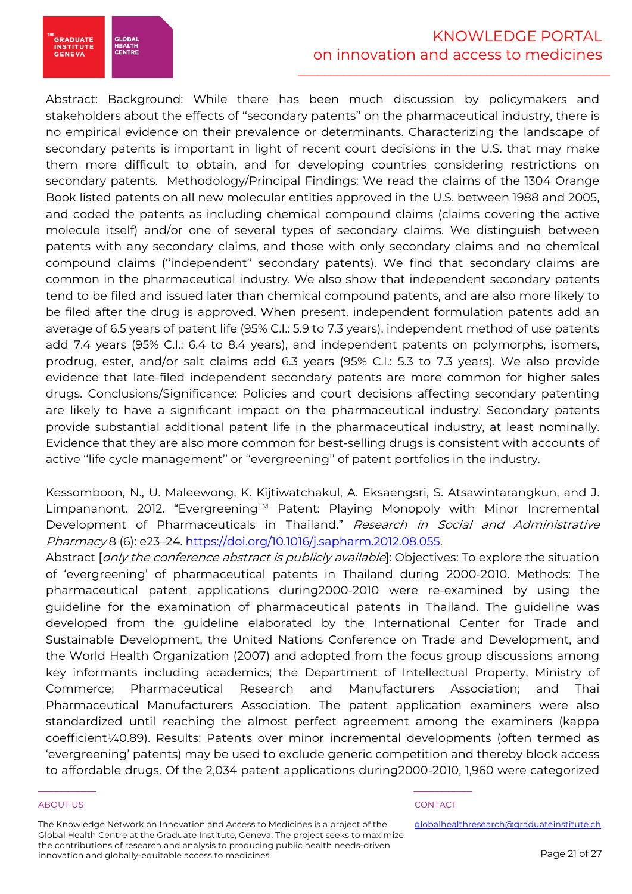Abstract: Background: While there has been much discussion by policymakers and stakeholders about the effects of "secondary patents" on the pharmaceutical industry, there is no empirical evidence on their prevalence or determinants. Characterizing the landscape of secondary patents is important in light of recent court decisions in the U.S. that may make them more difficult to obtain, and for developing countries considering restrictions on secondary patents. Methodology/Principal Findings: We read the claims of the 1304 Orange Book listed patents on all new molecular entities approved in the U.S. between 1988 and 2005, and coded the patents as including chemical compound claims (claims covering the active molecule itself) and/or one of several types of secondary claims. We distinguish between patents with any secondary claims, and those with only secondary claims and no chemical compound claims ("independent" secondary patents). We find that secondary claims are common in the pharmaceutical industry. We also show that independent secondary patents tend to be filed and issued later than chemical compound patents, and are also more likely to be filed after the drug is approved. When present, independent formulation patents add an average of 6.5 years of patent life (95% C.I.: 5.9 to 7.3 years), independent method of use patents add 7.4 years (95% C.I.: 6.4 to 8.4 years), and independent patents on polymorphs, isomers, prodrug, ester, and/or salt claims add 6.3 years (95% C.I.: 5.3 to 7.3 years). We also provide evidence that late-filed independent secondary patents are more common for higher sales drugs. Conclusions/Significance: Policies and court decisions affecting secondary patenting are likely to have a significant impact on the pharmaceutical industry. Secondary patents provide substantial additional patent life in the pharmaceutical industry, at least nominally. Evidence that they are also more common for best-selling drugs is consistent with accounts of active "life cycle management" or "evergreening" of patent portfolios in the industry.

Kessomboon, N., U. Maleewong, K. Kijtiwatchakul, A. Eksaengsri, S. Atsawintarangkun, and J. Limpananont. 2012. "Evergreening™ Patent: Playing Monopoly with Minor Incremental Development of Pharmaceuticals in Thailand." *Research in Social and Administrative Pharmacy* 8 (6): e23–24. https://doi.org/10.1016/j.sapharm.2012.08.055.
Abstract [*only the conference abstract is publicly available*]: Objectives: To explore the situation of 'evergreening' of pharmaceutical patents in Thailand during 2000-2010. Methods: The pharmaceutical patent applications during2000-2010 were re-examined by using the guideline for the examination of pharmaceutical patents in Thailand. The guideline was developed from the guideline elaborated by the International Center for Trade and Sustainable Development, the United Nations Conference on Trade and Development, and the World Health Organization (2007) and adopted from the focus group discussions among key informants including academics; the Department of Intellectual Property, Ministry of Commerce; Pharmaceutical Research and Manufacturers Association; and Thai Pharmaceutical Manufacturers Association. The patent application examiners were also standardized until reaching the almost perfect agreement among the examiners (kappa coefficient¼0.89). Results: Patents over minor incremental developments (often termed as 'evergreening' patents) may be used to exclude generic competition and thereby block access to affordable drugs. Of the 2,034 patent applications during2000-2010, 1,960 were categorized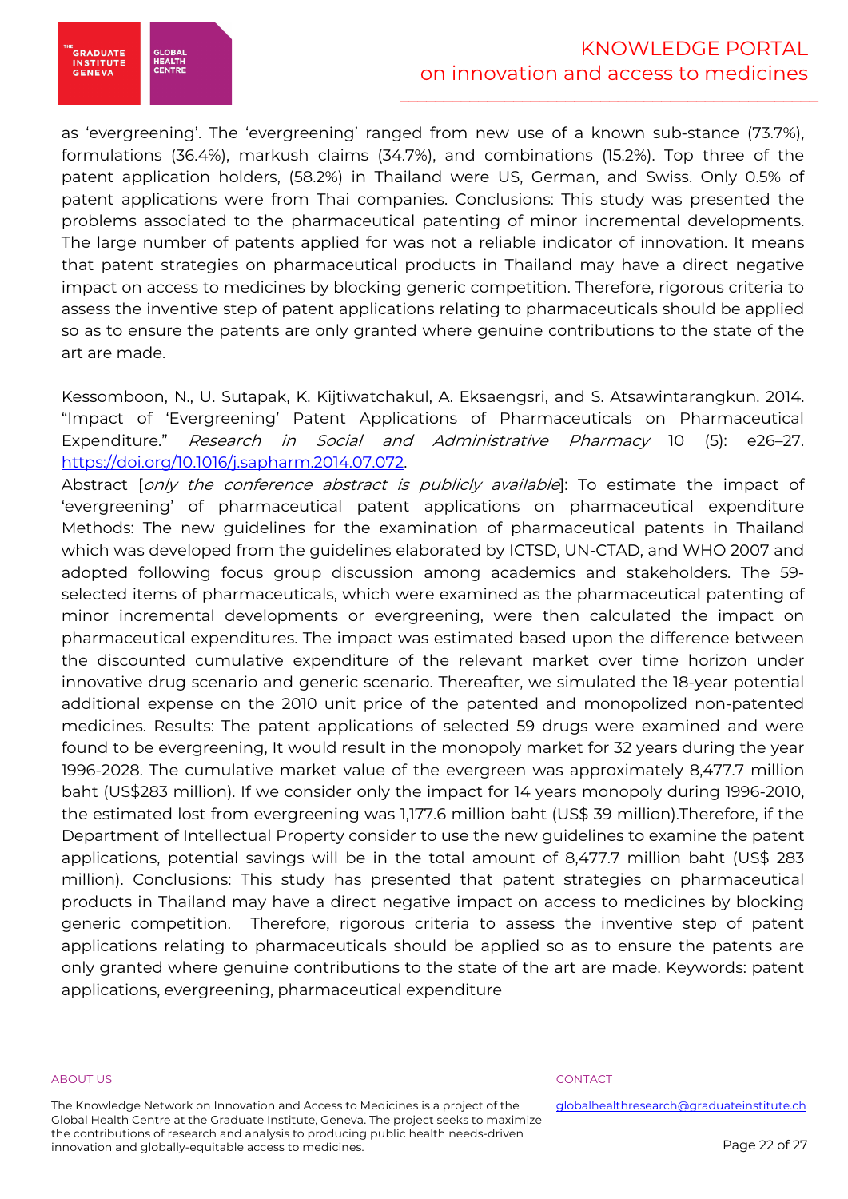as 'evergreening'. The 'evergreening' ranged from new use of a known sub-stance (73.7%), formulations (36.4%), markush claims (34.7%), and combinations (15.2%). Top three of the patent application holders, (58.2%) in Thailand were US, German, and Swiss. Only 0.5% of patent applications were from Thai companies. Conclusions: This study was presented the problems associated to the pharmaceutical patenting of minor incremental developments. The large number of patents applied for was not a reliable indicator of innovation. It means that patent strategies on pharmaceutical products in Thailand may have a direct negative impact on access to medicines by blocking generic competition. Therefore, rigorous criteria to assess the inventive step of patent applications relating to pharmaceuticals should be applied so as to ensure the patents are only granted where genuine contributions to the state of the art are made.

Kessomboon, N., U. Sutapak, K. Kijtiwatchakul, A. Eksaengsri, and S. Atsawintarangkun. 2014. "Impact of 'Evergreening' Patent Applications of Pharmaceuticals on Pharmaceutical Expenditure." *Research in Social and Administrative Pharmacy* 10 (5): e26–27. https://doi.org/10.1016/j.sapharm.2014.07.072.

Abstract [*only the conference abstract is publicly available*]: To estimate the impact of 'evergreening' of pharmaceutical patent applications on pharmaceutical expenditure Methods: The new guidelines for the examination of pharmaceutical patents in Thailand which was developed from the guidelines elaborated by ICTSD, UN-CTAD, and WHO 2007 and adopted following focus group discussion among academics and stakeholders. The 59-selected items of pharmaceuticals, which were examined as the pharmaceutical patenting of minor incremental developments or evergreening, were then calculated the impact on pharmaceutical expenditures. The impact was estimated based upon the difference between the discounted cumulative expenditure of the relevant market over time horizon under innovative drug scenario and generic scenario. Thereafter, we simulated the 18-year potential additional expense on the 2010 unit price of the patented and monopolized non-patented medicines. Results: The patent applications of selected 59 drugs were examined and were found to be evergreening, It would result in the monopoly market for 32 years during the year 1996-2028. The cumulative market value of the evergreen was approximately 8,477.7 million baht (US$283 million). If we consider only the impact for 14 years monopoly during 1996-2010, the estimated lost from evergreening was 1,177.6 million baht (US$ 39 million).Therefore, if the Department of Intellectual Property consider to use the new guidelines to examine the patent applications, potential savings will be in the total amount of 8,477.7 million baht (US$ 283 million). Conclusions: This study has presented that patent strategies on pharmaceutical products in Thailand may have a direct negative impact on access to medicines by blocking generic competition. Therefore, rigorous criteria to assess the inventive step of patent applications relating to pharmaceuticals should be applied so as to ensure the patents are only granted where genuine contributions to the state of the art are made. Keywords: patent applications, evergreening, pharmaceutical expenditure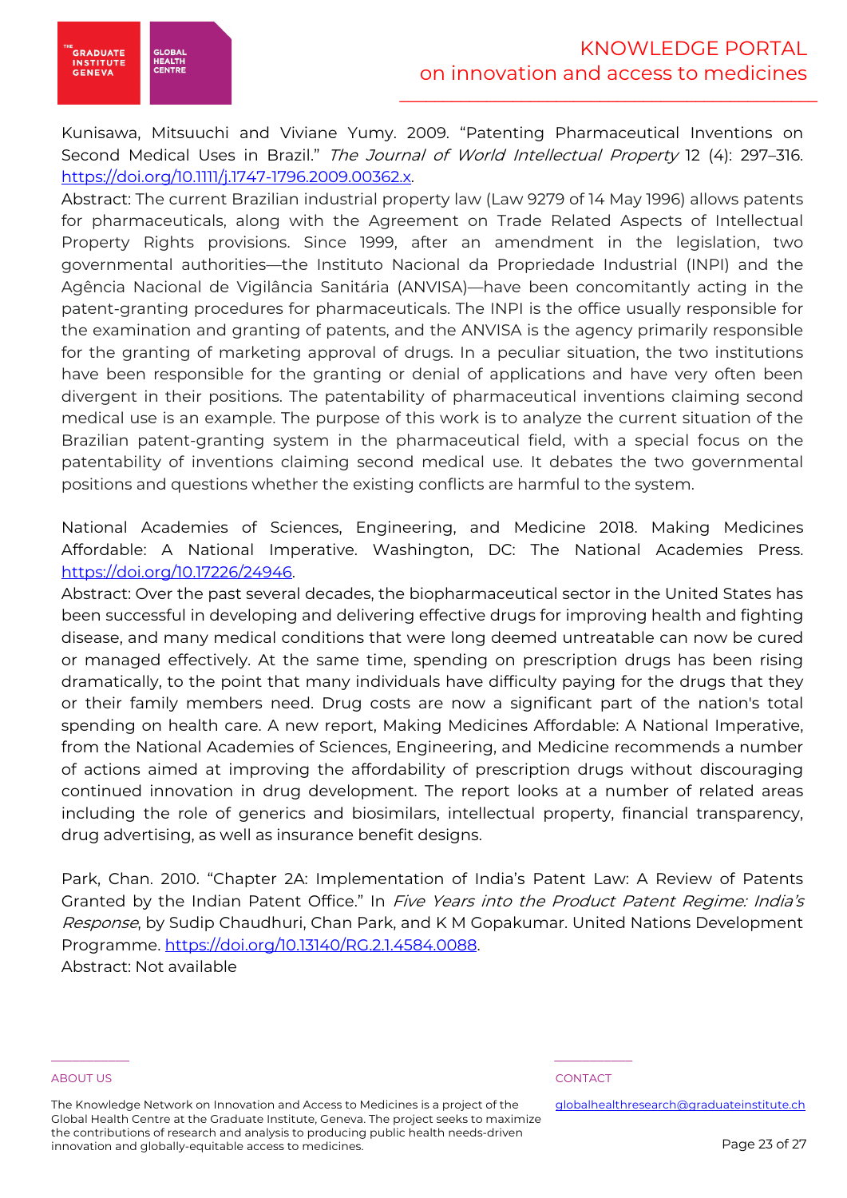Kunisawa, Mitsuuchi and Viviane Yumy. 2009. "Patenting Pharmaceutical Inventions on Second Medical Uses in Brazil." *The Journal of World Intellectual Property* 12 (4): 297–316. https://doi.org/10.1111/j.1747-1796.2009.00362.x.

Abstract: The current Brazilian industrial property law (Law 9279 of 14 May 1996) allows patents for pharmaceuticals, along with the Agreement on Trade Related Aspects of Intellectual Property Rights provisions. Since 1999, after an amendment in the legislation, two governmental authorities—the Instituto Nacional da Propriedade Industrial (INPI) and the Agência Nacional de Vigilância Sanitária (ANVISA)—have been concomitantly acting in the patent-granting procedures for pharmaceuticals. The INPI is the office usually responsible for the examination and granting of patents, and the ANVISA is the agency primarily responsible for the granting of marketing approval of drugs. In a peculiar situation, the two institutions have been responsible for the granting or denial of applications and have very often been divergent in their positions. The patentability of pharmaceutical inventions claiming second medical use is an example. The purpose of this work is to analyze the current situation of the Brazilian patent-granting system in the pharmaceutical field, with a special focus on the patentability of inventions claiming second medical use. It debates the two governmental positions and questions whether the existing conflicts are harmful to the system.

National Academies of Sciences, Engineering, and Medicine 2018. Making Medicines Affordable: A National Imperative. Washington, DC: The National Academies Press. https://doi.org/10.17226/24946.

Abstract: Over the past several decades, the biopharmaceutical sector in the United States has been successful in developing and delivering effective drugs for improving health and fighting disease, and many medical conditions that were long deemed untreatable can now be cured or managed effectively. At the same time, spending on prescription drugs has been rising dramatically, to the point that many individuals have difficulty paying for the drugs that they or their family members need. Drug costs are now a significant part of the nation's total spending on health care. A new report, Making Medicines Affordable: A National Imperative, from the National Academies of Sciences, Engineering, and Medicine recommends a number of actions aimed at improving the affordability of prescription drugs without discouraging continued innovation in drug development. The report looks at a number of related areas including the role of generics and biosimilars, intellectual property, financial transparency, drug advertising, as well as insurance benefit designs.

Park, Chan. 2010. "Chapter 2A: Implementation of India's Patent Law: A Review of Patents Granted by the Indian Patent Office." In *Five Years into the Product Patent Regime: India's Response*, by Sudip Chaudhuri, Chan Park, and K M Gopakumar. United Nations Development Programme. https://doi.org/10.13140/RG.2.1.4584.0088.

Abstract: Not available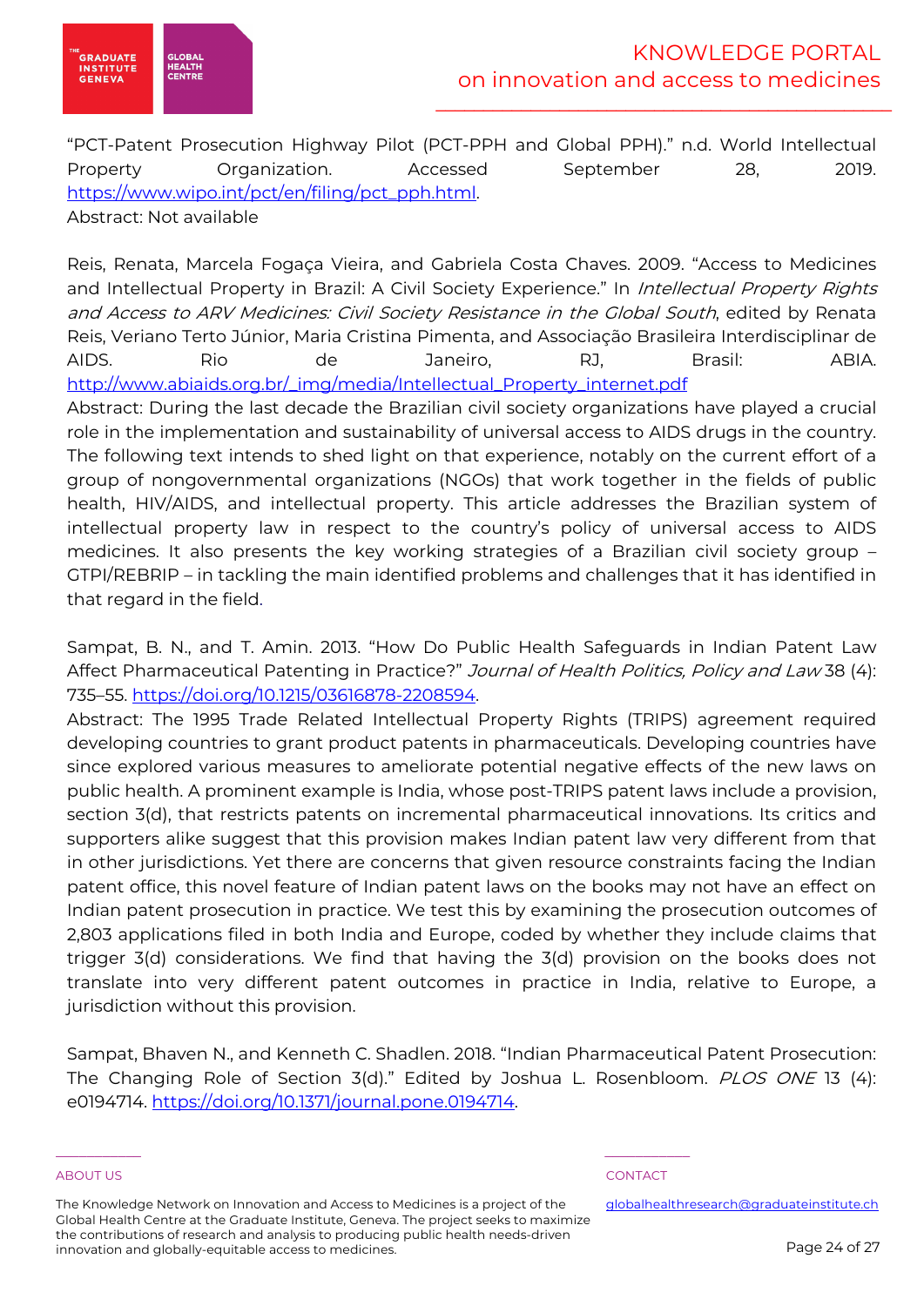"PCT-Patent Prosecution Highway Pilot (PCT-PPH and Global PPH)." n.d. World Intellectual Property Organization. Accessed September 28, 2019. https://www.wipo.int/pct/en/filing/pct_pph.html.
Abstract: Not available

Reis, Renata, Marcela Fogaça Vieira, and Gabriela Costa Chaves. 2009. "Access to Medicines and Intellectual Property in Brazil: A Civil Society Experience." In *Intellectual Property Rights and Access to ARV Medicines: Civil Society Resistance in the Global South*, edited by Renata Reis, Veriano Terto Júnior, Maria Cristina Pimenta, and Associação Brasileira Interdisciplinar de AIDS. Rio de Janeiro, RJ, Brasil: ABIA. http://www.abiaids.org.br/_img/media/Intellectual_Property_internet.pdf
Abstract: During the last decade the Brazilian civil society organizations have played a crucial role in the implementation and sustainability of universal access to AIDS drugs in the country. The following text intends to shed light on that experience, notably on the current effort of a group of nongovernmental organizations (NGOs) that work together in the fields of public health, HIV/AIDS, and intellectual property. This article addresses the Brazilian system of intellectual property law in respect to the country's policy of universal access to AIDS medicines. It also presents the key working strategies of a Brazilian civil society group – GTPI/REBRIP – in tackling the main identified problems and challenges that it has identified in that regard in the field.

Sampat, B. N., and T. Amin. 2013. "How Do Public Health Safeguards in Indian Patent Law Affect Pharmaceutical Patenting in Practice?" *Journal of Health Politics, Policy and Law* 38 (4): 735–55. https://doi.org/10.1215/03616878-2208594.
Abstract: The 1995 Trade Related Intellectual Property Rights (TRIPS) agreement required developing countries to grant product patents in pharmaceuticals. Developing countries have since explored various measures to ameliorate potential negative effects of the new laws on public health. A prominent example is India, whose post-TRIPS patent laws include a provision, section 3(d), that restricts patents on incremental pharmaceutical innovations. Its critics and supporters alike suggest that this provision makes Indian patent law very different from that in other jurisdictions. Yet there are concerns that given resource constraints facing the Indian patent office, this novel feature of Indian patent laws on the books may not have an effect on Indian patent prosecution in practice. We test this by examining the prosecution outcomes of 2,803 applications filed in both India and Europe, coded by whether they include claims that trigger 3(d) considerations. We find that having the 3(d) provision on the books does not translate into very different patent outcomes in practice in India, relative to Europe, a jurisdiction without this provision.

Sampat, Bhaven N., and Kenneth C. Shadlen. 2018. "Indian Pharmaceutical Patent Prosecution: The Changing Role of Section 3(d)." Edited by Joshua L. Rosenbloom. *PLOS ONE* 13 (4): e0194714. https://doi.org/10.1371/journal.pone.0194714.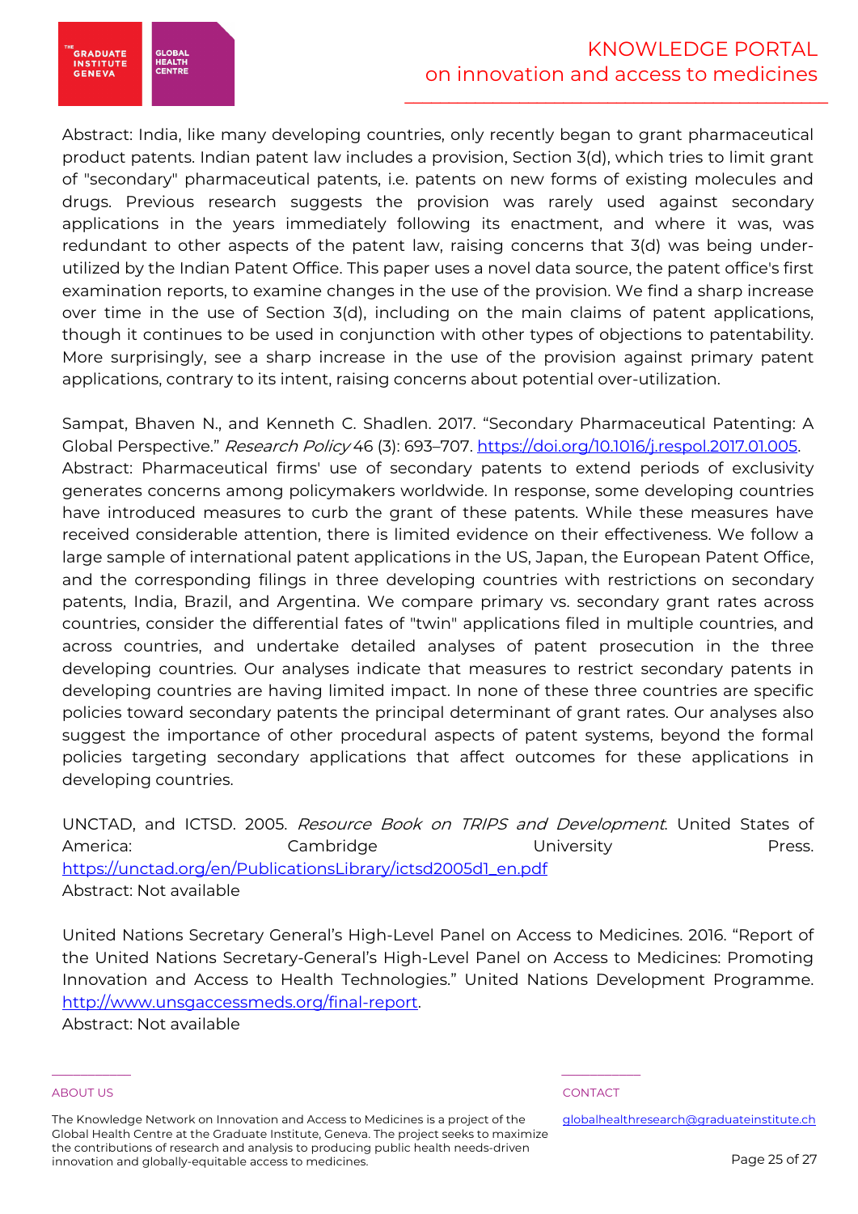Abstract: India, like many developing countries, only recently began to grant pharmaceutical product patents. Indian patent law includes a provision, Section 3(d), which tries to limit grant of "secondary" pharmaceutical patents, i.e. patents on new forms of existing molecules and drugs. Previous research suggests the provision was rarely used against secondary applications in the years immediately following its enactment, and where it was, was redundant to other aspects of the patent law, raising concerns that 3(d) was being under-utilized by the Indian Patent Office. This paper uses a novel data source, the patent office's first examination reports, to examine changes in the use of the provision. We find a sharp increase over time in the use of Section 3(d), including on the main claims of patent applications, though it continues to be used in conjunction with other types of objections to patentability. More surprisingly, see a sharp increase in the use of the provision against primary patent applications, contrary to its intent, raising concerns about potential over-utilization.

Sampat, Bhaven N., and Kenneth C. Shadlen. 2017. "Secondary Pharmaceutical Patenting: A Global Perspective." *Research Policy* 46 (3): 693–707. https://doi.org/10.1016/j.respol.2017.01.005.
Abstract: Pharmaceutical firms' use of secondary patents to extend periods of exclusivity generates concerns among policymakers worldwide. In response, some developing countries have introduced measures to curb the grant of these patents. While these measures have received considerable attention, there is limited evidence on their effectiveness. We follow a large sample of international patent applications in the US, Japan, the European Patent Office, and the corresponding filings in three developing countries with restrictions on secondary patents, India, Brazil, and Argentina. We compare primary vs. secondary grant rates across countries, consider the differential fates of "twin" applications filed in multiple countries, and across countries, and undertake detailed analyses of patent prosecution in the three developing countries. Our analyses indicate that measures to restrict secondary patents in developing countries are having limited impact. In none of these three countries are specific policies toward secondary patents the principal determinant of grant rates. Our analyses also suggest the importance of other procedural aspects of patent systems, beyond the formal policies targeting secondary applications that affect outcomes for these applications in developing countries.

UNCTAD, and ICTSD. 2005. *Resource Book on TRIPS and Development*. United States of America: Cambridge University Press. https://unctad.org/en/PublicationsLibrary/ictsd2005d1_en.pdf
Abstract: Not available

United Nations Secretary General's High-Level Panel on Access to Medicines. 2016. "Report of the United Nations Secretary-General's High-Level Panel on Access to Medicines: Promoting Innovation and Access to Health Technologies." United Nations Development Programme. http://www.unsgaccessmeds.org/final-report.
Abstract: Not available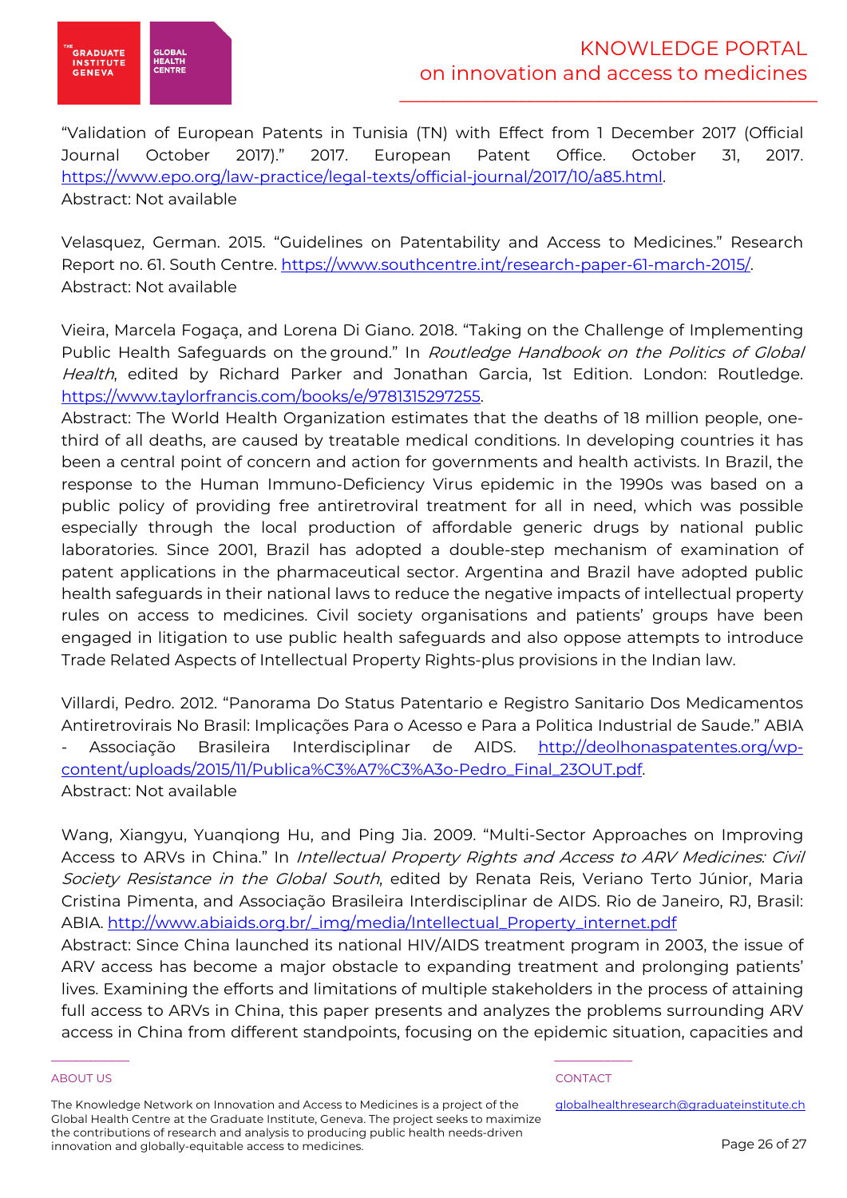"Validation of European Patents in Tunisia (TN) with Effect from 1 December 2017 (Official Journal October 2017)." 2017. European Patent Office. October 31, 2017. https://www.epo.org/law-practice/legal-texts/official-journal/2017/10/a85.html.
Abstract: Not available

Velasquez, German. 2015. "Guidelines on Patentability and Access to Medicines." Research Report no. 61. South Centre. https://www.southcentre.int/research-paper-61-march-2015/.
Abstract: Not available

Vieira, Marcela Fogaça, and Lorena Di Giano. 2018. "Taking on the Challenge of Implementing Public Health Safeguards on the ground." In *Routledge Handbook on the Politics of Global Health*, edited by Richard Parker and Jonathan Garcia, 1st Edition. London: Routledge. https://www.taylorfrancis.com/books/e/9781315297255.
Abstract: The World Health Organization estimates that the deaths of 18 million people, one-third of all deaths, are caused by treatable medical conditions. In developing countries it has been a central point of concern and action for governments and health activists. In Brazil, the response to the Human Immuno-Deficiency Virus epidemic in the 1990s was based on a public policy of providing free antiretroviral treatment for all in need, which was possible especially through the local production of affordable generic drugs by national public laboratories. Since 2001, Brazil has adopted a double-step mechanism of examination of patent applications in the pharmaceutical sector. Argentina and Brazil have adopted public health safeguards in their national laws to reduce the negative impacts of intellectual property rules on access to medicines. Civil society organisations and patients' groups have been engaged in litigation to use public health safeguards and also oppose attempts to introduce Trade Related Aspects of Intellectual Property Rights-plus provisions in the Indian law.

Villardi, Pedro. 2012. "Panorama Do Status Patentario e Registro Sanitario Dos Medicamentos Antiretrovirais No Brasil: Implicações Para o Acesso e Para a Politica Industrial de Saude." ABIA - Associação Brasileira Interdisciplinar de AIDS. http://deolhonaspatentes.org/wp-content/uploads/2015/11/Publica%C3%A7%C3%A3o-Pedro_Final_23OUT.pdf.
Abstract: Not available

Wang, Xiangyu, Yuanqiong Hu, and Ping Jia. 2009. "Multi-Sector Approaches on Improving Access to ARVs in China." In *Intellectual Property Rights and Access to ARV Medicines: Civil Society Resistance in the Global South*, edited by Renata Reis, Veriano Terto Júnior, Maria Cristina Pimenta, and Associação Brasileira Interdisciplinar de AIDS. Rio de Janeiro, RJ, Brasil: ABIA. http://www.abiaids.org.br/_img/media/Intellectual_Property_internet.pdf
Abstract: Since China launched its national HIV/AIDS treatment program in 2003, the issue of ARV access has become a major obstacle to expanding treatment and prolonging patients' lives. Examining the efforts and limitations of multiple stakeholders in the process of attaining full access to ARVs in China, this paper presents and analyzes the problems surrounding ARV access in China from different standpoints, focusing on the epidemic situation, capacities and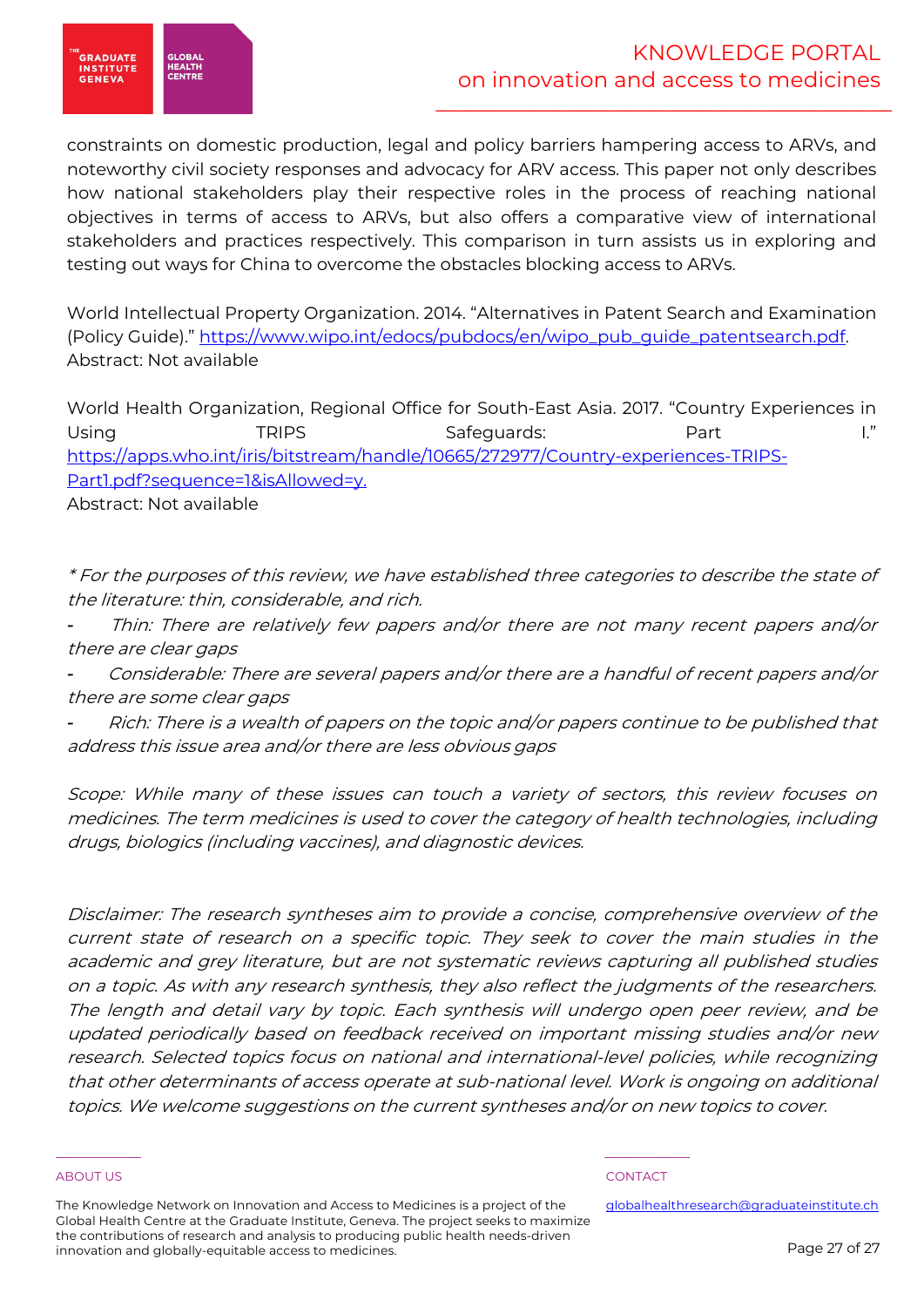constraints on domestic production, legal and policy barriers hampering access to ARVs, and noteworthy civil society responses and advocacy for ARV access. This paper not only describes how national stakeholders play their respective roles in the process of reaching national objectives in terms of access to ARVs, but also offers a comparative view of international stakeholders and practices respectively. This comparison in turn assists us in exploring and testing out ways for China to overcome the obstacles blocking access to ARVs.

World Intellectual Property Organization. 2014. "Alternatives in Patent Search and Examination (Policy Guide)." https://www.wipo.int/edocs/pubdocs/en/wipo_pub_guide_patentsearch.pdf.
Abstract: Not available

World Health Organization, Regional Office for South-East Asia. 2017. "Country Experiences in Using TRIPS Safeguards: Part I." https://apps.who.int/iris/bitstream/handle/10665/272977/Country-experiences-TRIPS-Part1.pdf?sequence=1&isAllowed=y.
Abstract: Not available

*\* For the purposes of this review, we have established three categories to describe the state of the literature: thin, considerable, and rich.*

- *Thin: There are relatively few papers and/or there are not many recent papers and/or there are clear gaps*
- *Considerable: There are several papers and/or there are a handful of recent papers and/or there are some clear gaps*
- *Rich: There is a wealth of papers on the topic and/or papers continue to be published that address this issue area and/or there are less obvious gaps*

*Scope: While many of these issues can touch a variety of sectors, this review focuses on medicines. The term medicines is used to cover the category of health technologies, including drugs, biologics (including vaccines), and diagnostic devices.*

*Disclaimer: The research syntheses aim to provide a concise, comprehensive overview of the current state of research on a specific topic. They seek to cover the main studies in the academic and grey literature, but are not systematic reviews capturing all published studies on a topic. As with any research synthesis, they also reflect the judgments of the researchers. The length and detail vary by topic. Each synthesis will undergo open peer review, and be updated periodically based on feedback received on important missing studies and/or new research. Selected topics focus on national and international-level policies, while recognizing that other determinants of access operate at sub-national level. Work is ongoing on additional topics. We welcome suggestions on the current syntheses and/or on new topics to cover.*

ABOUT US

The Knowledge Network on Innovation and Access to Medicines is a project of the Global Health Centre at the Graduate Institute, Geneva. The project seeks to maximize the contributions of research and analysis to producing public health needs-driven innovation and globally-equitable access to medicines.

CONTACT

globalhealthresearch@graduateinstitute.ch